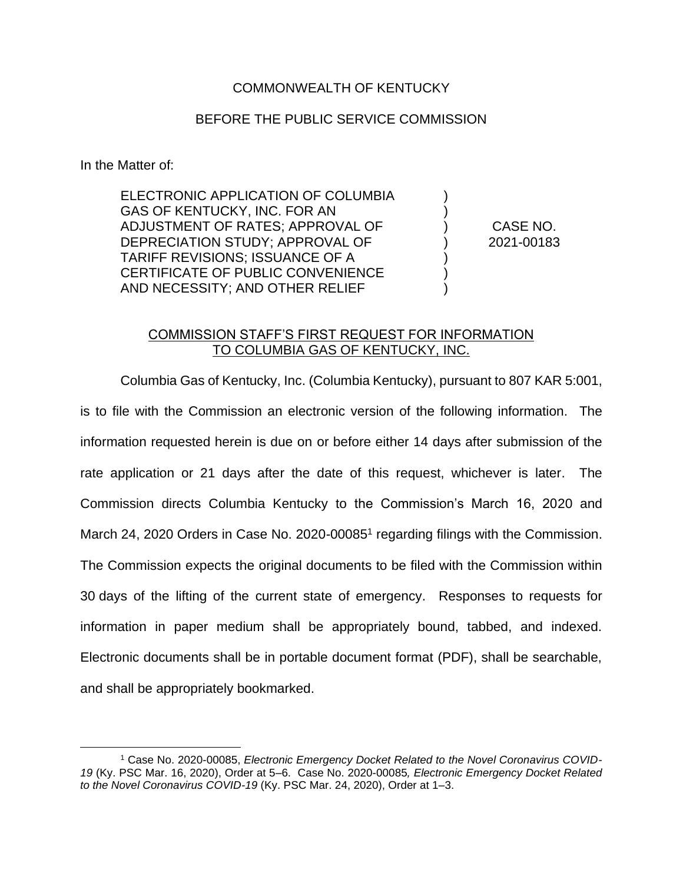COMMONWEALTH OF KENTUCKY

BEFORE THE PUBLIC SERVICE COMMISSION

In the Matter of:

| | | |
|---|---|---|
| ELECTRONIC APPLICATION OF COLUMBIA GAS OF KENTUCKY, INC. FOR AN ADJUSTMENT OF RATES; APPROVAL OF DEPRECIATION STUDY; APPROVAL OF TARIFF REVISIONS; ISSUANCE OF A CERTIFICATE OF PUBLIC CONVENIENCE AND NECESSITY; AND OTHER RELIEF | ) ) ) ) ) ) ) | CASE NO. 2021-00183 |

COMMISSION STAFF'S FIRST REQUEST FOR INFORMATION TO COLUMBIA GAS OF KENTUCKY, INC.

Columbia Gas of Kentucky, Inc. (Columbia Kentucky), pursuant to 807 KAR 5:001, is to file with the Commission an electronic version of the following information. The information requested herein is due on or before either 14 days after submission of the rate application or 21 days after the date of this request, whichever is later. The Commission directs Columbia Kentucky to the Commission's March 16, 2020 and March 24, 2020 Orders in Case No. 2020-00085[1] regarding filings with the Commission. The Commission expects the original documents to be filed with the Commission within 30 days of the lifting of the current state of emergency. Responses to requests for information in paper medium shall be appropriately bound, tabbed, and indexed. Electronic documents shall be in portable document format (PDF), shall be searchable, and shall be appropriately bookmarked.

[1] Case No. 2020-00085, *Electronic Emergency Docket Related to the Novel Coronavirus COVID-19* (Ky. PSC Mar. 16, 2020), Order at 5–6. Case No. 2020-00085*, Electronic Emergency Docket Related to the Novel Coronavirus COVID-19* (Ky. PSC Mar. 24, 2020), Order at 1–3.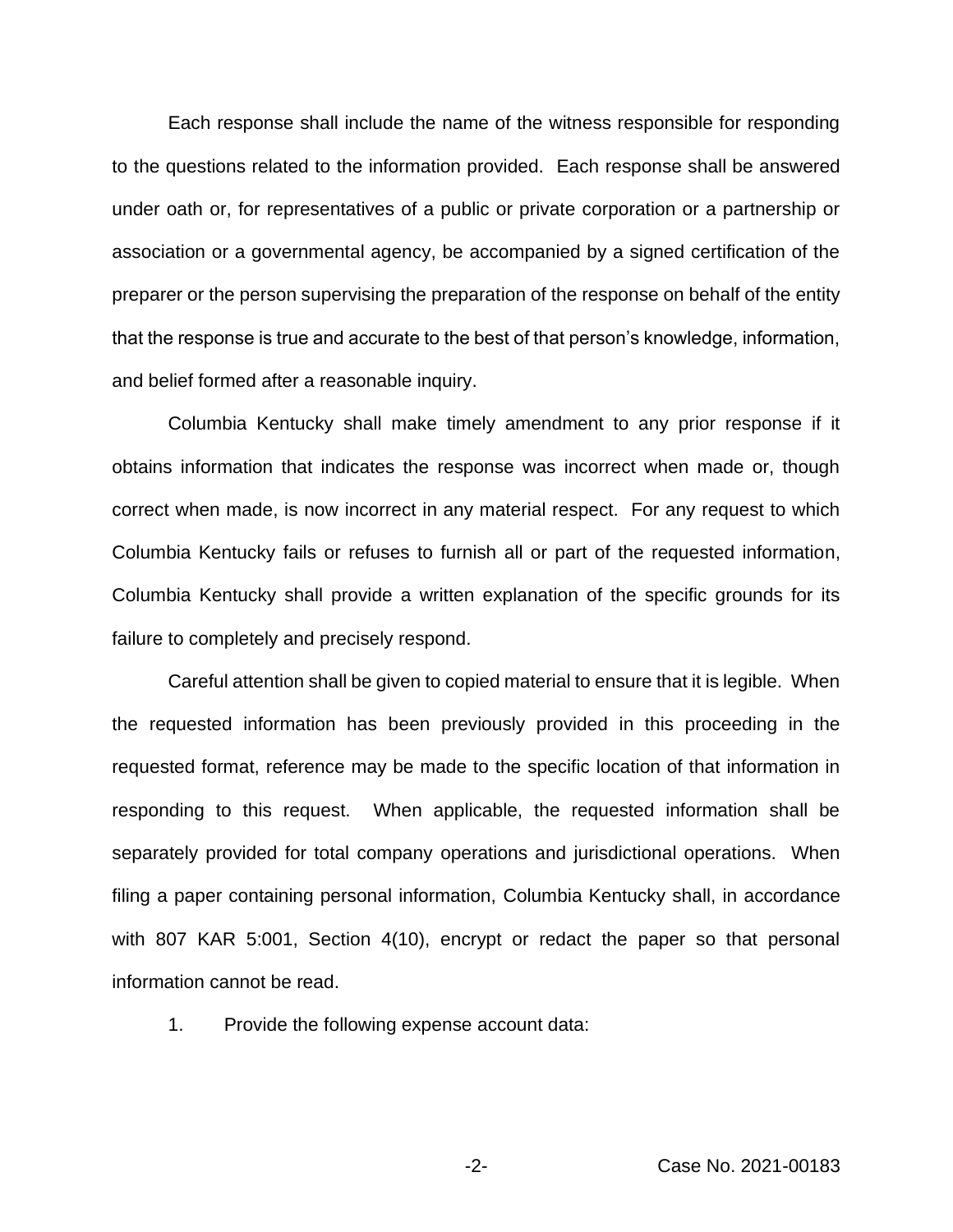Each response shall include the name of the witness responsible for responding to the questions related to the information provided. Each response shall be answered under oath or, for representatives of a public or private corporation or a partnership or association or a governmental agency, be accompanied by a signed certification of the preparer or the person supervising the preparation of the response on behalf of the entity that the response is true and accurate to the best of that person's knowledge, information, and belief formed after a reasonable inquiry.

Columbia Kentucky shall make timely amendment to any prior response if it obtains information that indicates the response was incorrect when made or, though correct when made, is now incorrect in any material respect. For any request to which Columbia Kentucky fails or refuses to furnish all or part of the requested information, Columbia Kentucky shall provide a written explanation of the specific grounds for its failure to completely and precisely respond.

Careful attention shall be given to copied material to ensure that it is legible. When the requested information has been previously provided in this proceeding in the requested format, reference may be made to the specific location of that information in responding to this request. When applicable, the requested information shall be separately provided for total company operations and jurisdictional operations. When filing a paper containing personal information, Columbia Kentucky shall, in accordance with 807 KAR 5:001, Section 4(10), encrypt or redact the paper so that personal information cannot be read.

1. Provide the following expense account data: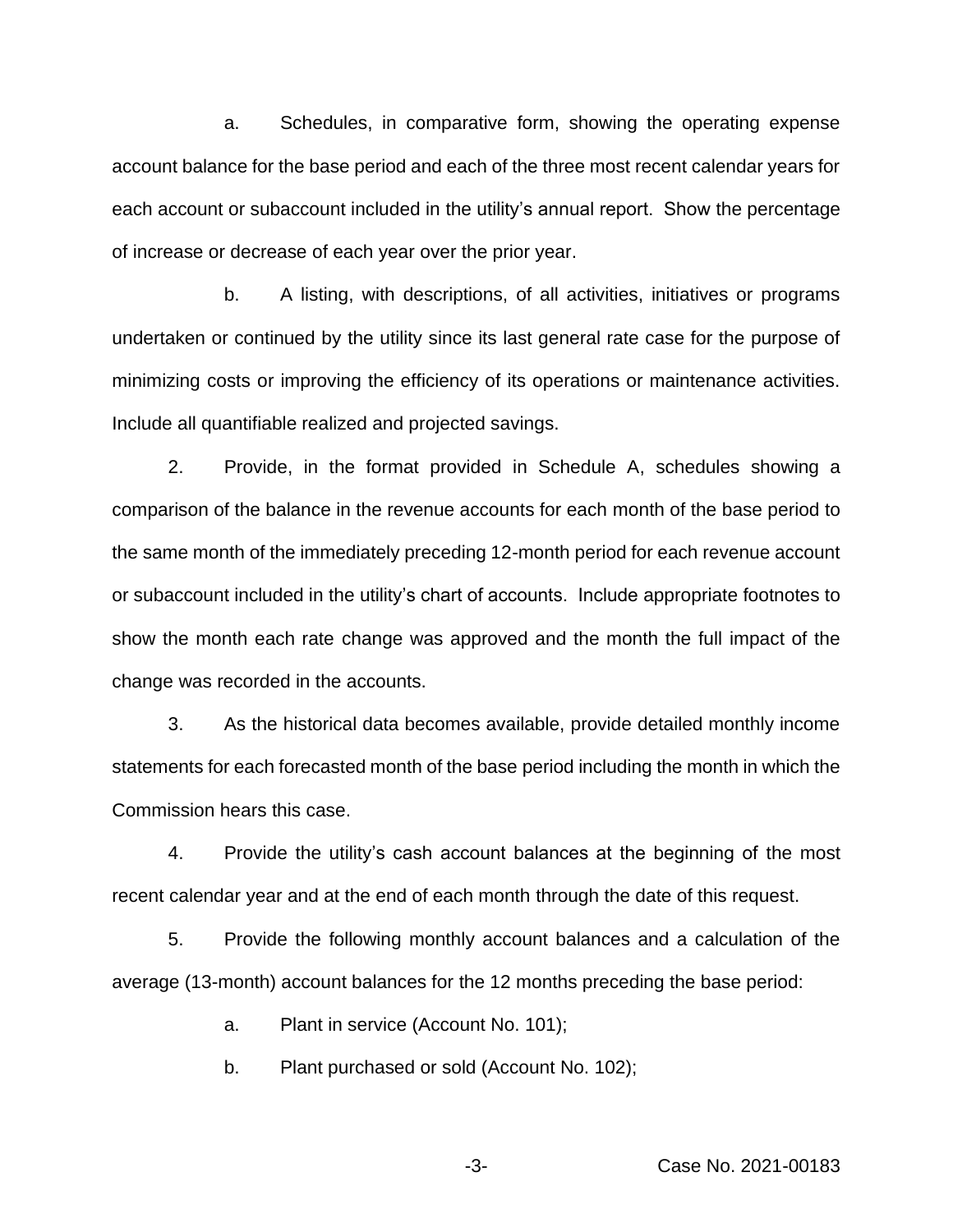a. Schedules, in comparative form, showing the operating expense account balance for the base period and each of the three most recent calendar years for each account or subaccount included in the utility's annual report. Show the percentage of increase or decrease of each year over the prior year.

b. A listing, with descriptions, of all activities, initiatives or programs undertaken or continued by the utility since its last general rate case for the purpose of minimizing costs or improving the efficiency of its operations or maintenance activities. Include all quantifiable realized and projected savings.

2. Provide, in the format provided in Schedule A, schedules showing a comparison of the balance in the revenue accounts for each month of the base period to the same month of the immediately preceding 12-month period for each revenue account or subaccount included in the utility's chart of accounts. Include appropriate footnotes to show the month each rate change was approved and the month the full impact of the change was recorded in the accounts.

3. As the historical data becomes available, provide detailed monthly income statements for each forecasted month of the base period including the month in which the Commission hears this case.

4. Provide the utility's cash account balances at the beginning of the most recent calendar year and at the end of each month through the date of this request.

5. Provide the following monthly account balances and a calculation of the average (13-month) account balances for the 12 months preceding the base period:

a. Plant in service (Account No. 101);

b. Plant purchased or sold (Account No. 102);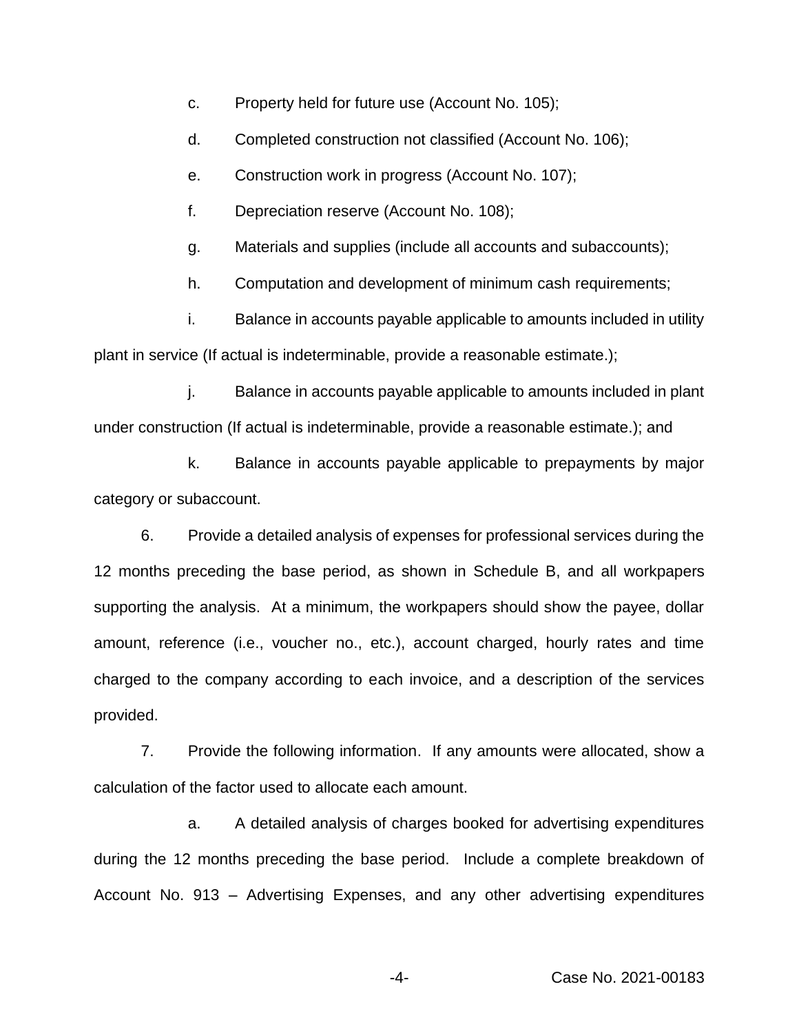c. Property held for future use (Account No. 105);

d. Completed construction not classified (Account No. 106);

e. Construction work in progress (Account No. 107);

f. Depreciation reserve (Account No. 108);

g. Materials and supplies (include all accounts and subaccounts);

h. Computation and development of minimum cash requirements;

i. Balance in accounts payable applicable to amounts included in utility plant in service (If actual is indeterminable, provide a reasonable estimate.);

j. Balance in accounts payable applicable to amounts included in plant under construction (If actual is indeterminable, provide a reasonable estimate.); and

k. Balance in accounts payable applicable to prepayments by major category or subaccount.

6. Provide a detailed analysis of expenses for professional services during the 12 months preceding the base period, as shown in Schedule B, and all workpapers supporting the analysis. At a minimum, the workpapers should show the payee, dollar amount, reference (i.e., voucher no., etc.), account charged, hourly rates and time charged to the company according to each invoice, and a description of the services provided.

7. Provide the following information. If any amounts were allocated, show a calculation of the factor used to allocate each amount.

a. A detailed analysis of charges booked for advertising expenditures during the 12 months preceding the base period. Include a complete breakdown of Account No. 913 – Advertising Expenses, and any other advertising expenditures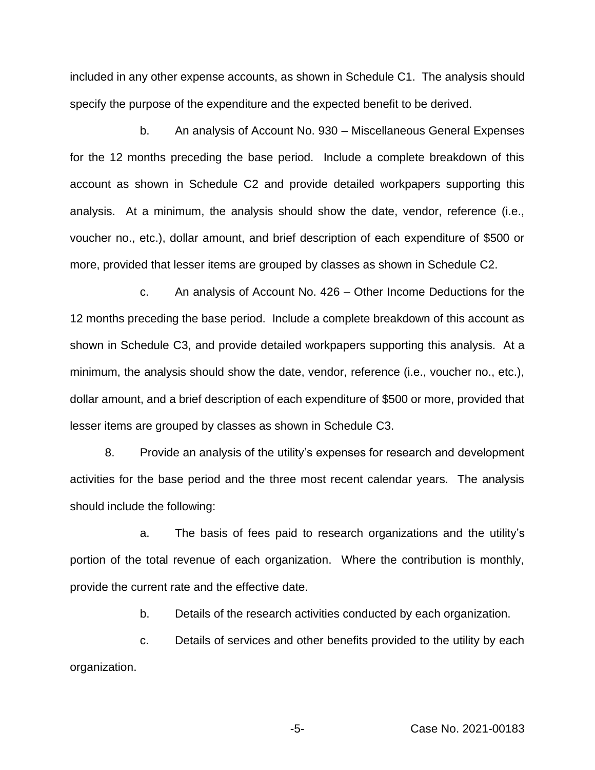included in any other expense accounts, as shown in Schedule C1. The analysis should specify the purpose of the expenditure and the expected benefit to be derived.

b. An analysis of Account No. 930 – Miscellaneous General Expenses for the 12 months preceding the base period. Include a complete breakdown of this account as shown in Schedule C2 and provide detailed workpapers supporting this analysis. At a minimum, the analysis should show the date, vendor, reference (i.e., voucher no., etc.), dollar amount, and brief description of each expenditure of $500 or more, provided that lesser items are grouped by classes as shown in Schedule C2.

c. An analysis of Account No. 426 – Other Income Deductions for the 12 months preceding the base period. Include a complete breakdown of this account as shown in Schedule C3, and provide detailed workpapers supporting this analysis. At a minimum, the analysis should show the date, vendor, reference (i.e., voucher no., etc.), dollar amount, and a brief description of each expenditure of $500 or more, provided that lesser items are grouped by classes as shown in Schedule C3.

8. Provide an analysis of the utility's expenses for research and development activities for the base period and the three most recent calendar years. The analysis should include the following:

a. The basis of fees paid to research organizations and the utility's portion of the total revenue of each organization. Where the contribution is monthly, provide the current rate and the effective date.

b. Details of the research activities conducted by each organization.

c. Details of services and other benefits provided to the utility by each organization.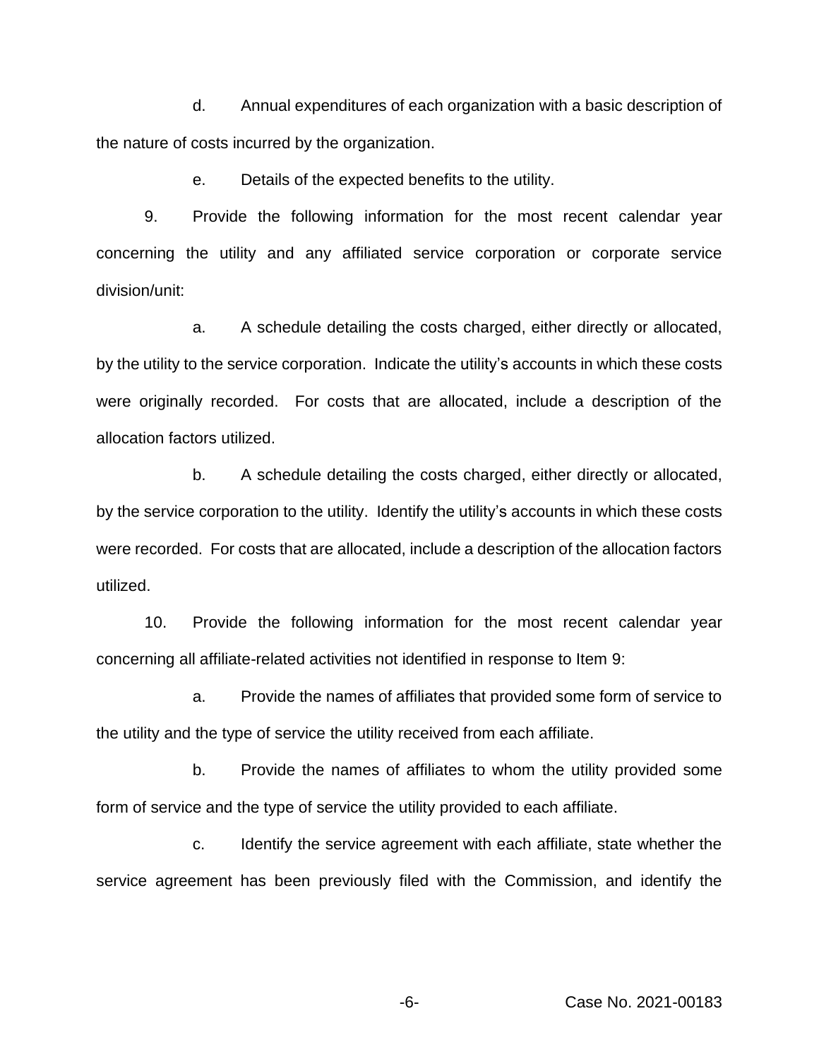d. Annual expenditures of each organization with a basic description of the nature of costs incurred by the organization.

e. Details of the expected benefits to the utility.

9. Provide the following information for the most recent calendar year concerning the utility and any affiliated service corporation or corporate service division/unit:

a. A schedule detailing the costs charged, either directly or allocated, by the utility to the service corporation. Indicate the utility's accounts in which these costs were originally recorded. For costs that are allocated, include a description of the allocation factors utilized.

b. A schedule detailing the costs charged, either directly or allocated, by the service corporation to the utility. Identify the utility's accounts in which these costs were recorded. For costs that are allocated, include a description of the allocation factors utilized.

10. Provide the following information for the most recent calendar year concerning all affiliate-related activities not identified in response to Item 9:

a. Provide the names of affiliates that provided some form of service to the utility and the type of service the utility received from each affiliate.

b. Provide the names of affiliates to whom the utility provided some form of service and the type of service the utility provided to each affiliate.

c. Identify the service agreement with each affiliate, state whether the service agreement has been previously filed with the Commission, and identify the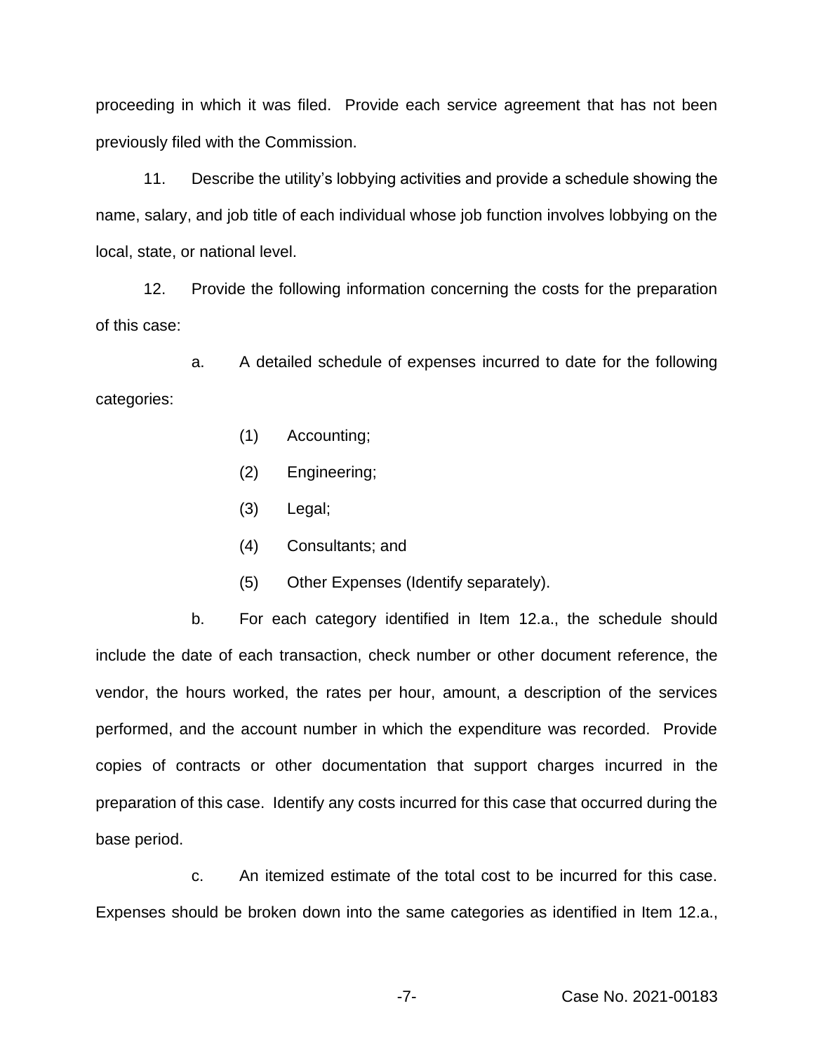proceeding in which it was filed. Provide each service agreement that has not been previously filed with the Commission.

11. Describe the utility's lobbying activities and provide a schedule showing the name, salary, and job title of each individual whose job function involves lobbying on the local, state, or national level.

12. Provide the following information concerning the costs for the preparation of this case:

a. A detailed schedule of expenses incurred to date for the following categories:

(1) Accounting;

(2) Engineering;

(3) Legal;

(4) Consultants; and

(5) Other Expenses (Identify separately).

b. For each category identified in Item 12.a., the schedule should include the date of each transaction, check number or other document reference, the vendor, the hours worked, the rates per hour, amount, a description of the services performed, and the account number in which the expenditure was recorded. Provide copies of contracts or other documentation that support charges incurred in the preparation of this case. Identify any costs incurred for this case that occurred during the base period.

c. An itemized estimate of the total cost to be incurred for this case. Expenses should be broken down into the same categories as identified in Item 12.a.,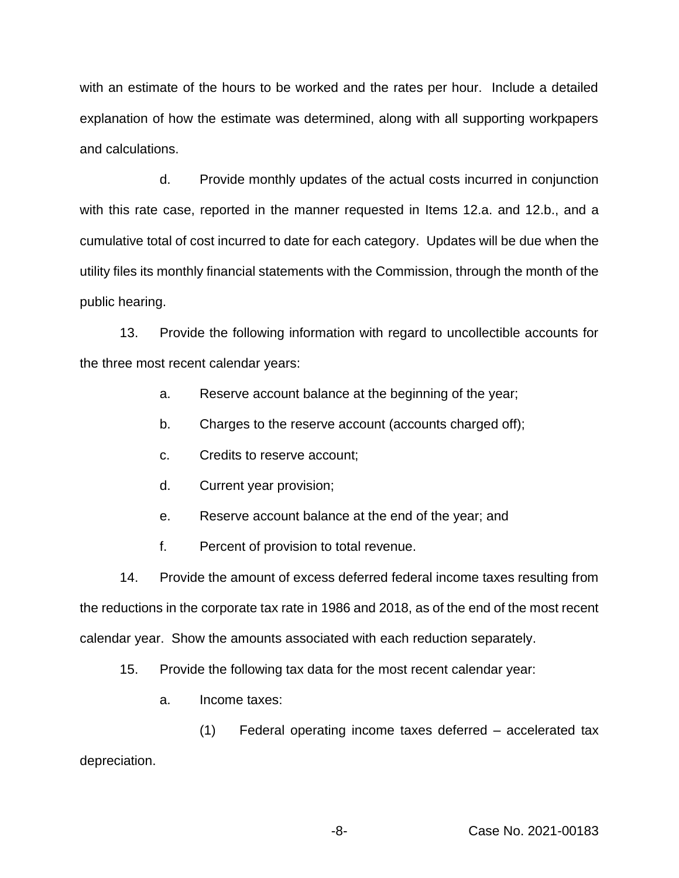with an estimate of the hours to be worked and the rates per hour. Include a detailed explanation of how the estimate was determined, along with all supporting workpapers and calculations.

d. Provide monthly updates of the actual costs incurred in conjunction with this rate case, reported in the manner requested in Items 12.a. and 12.b., and a cumulative total of cost incurred to date for each category. Updates will be due when the utility files its monthly financial statements with the Commission, through the month of the public hearing.

13. Provide the following information with regard to uncollectible accounts for the three most recent calendar years:

a. Reserve account balance at the beginning of the year;

b. Charges to the reserve account (accounts charged off);

c. Credits to reserve account;

d. Current year provision;

e. Reserve account balance at the end of the year; and

f. Percent of provision to total revenue.

14. Provide the amount of excess deferred federal income taxes resulting from the reductions in the corporate tax rate in 1986 and 2018, as of the end of the most recent calendar year. Show the amounts associated with each reduction separately.

15. Provide the following tax data for the most recent calendar year:

a. Income taxes:

(1) Federal operating income taxes deferred – accelerated tax depreciation.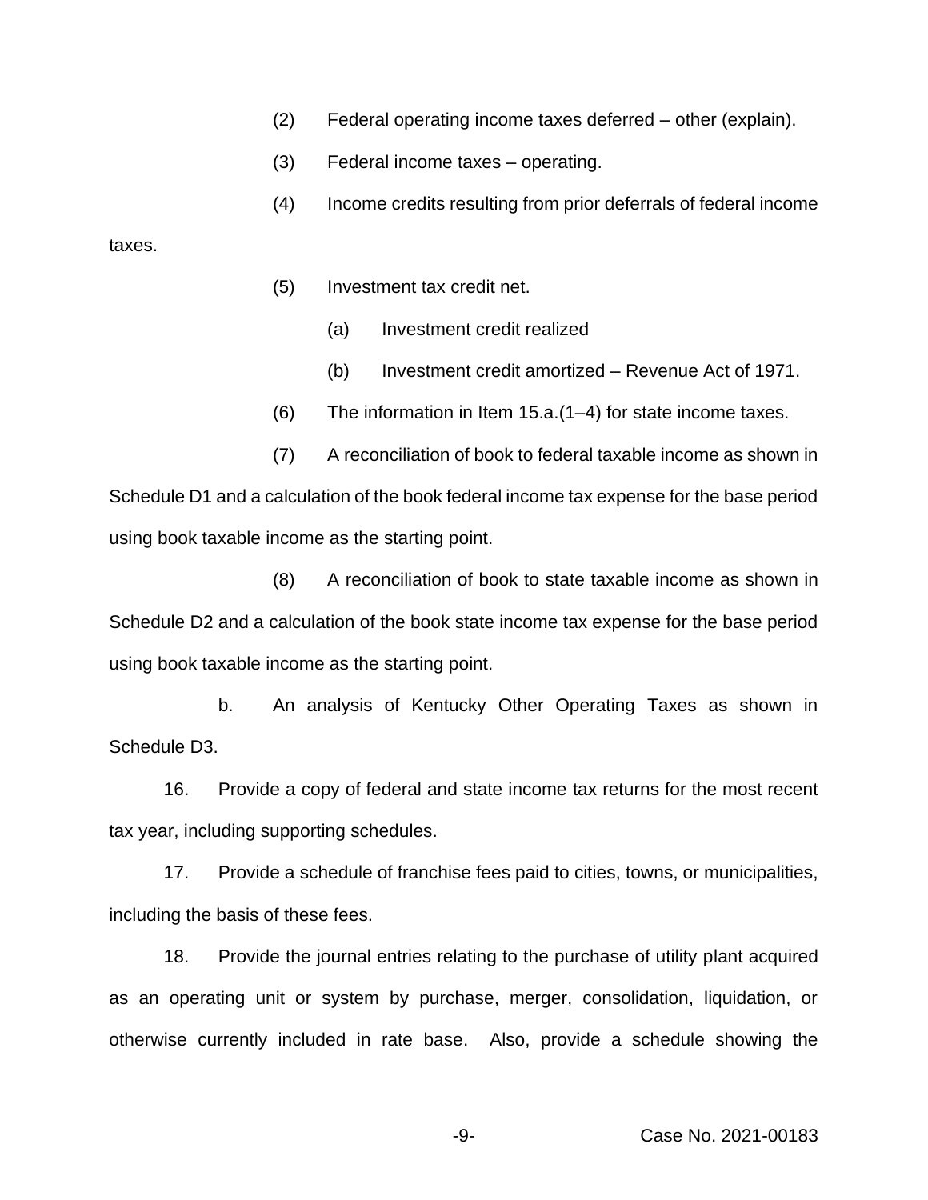(2) Federal operating income taxes deferred – other (explain).

(3) Federal income taxes – operating.

(4) Income credits resulting from prior deferrals of federal income taxes.

(5) Investment tax credit net.

(a) Investment credit realized

(b) Investment credit amortized – Revenue Act of 1971.

(6) The information in Item 15.a.(1–4) for state income taxes.

(7) A reconciliation of book to federal taxable income as shown in Schedule D1 and a calculation of the book federal income tax expense for the base period using book taxable income as the starting point.

(8) A reconciliation of book to state taxable income as shown in Schedule D2 and a calculation of the book state income tax expense for the base period using book taxable income as the starting point.

b. An analysis of Kentucky Other Operating Taxes as shown in Schedule D3.

16. Provide a copy of federal and state income tax returns for the most recent tax year, including supporting schedules.

17. Provide a schedule of franchise fees paid to cities, towns, or municipalities, including the basis of these fees.

18. Provide the journal entries relating to the purchase of utility plant acquired as an operating unit or system by purchase, merger, consolidation, liquidation, or otherwise currently included in rate base. Also, provide a schedule showing the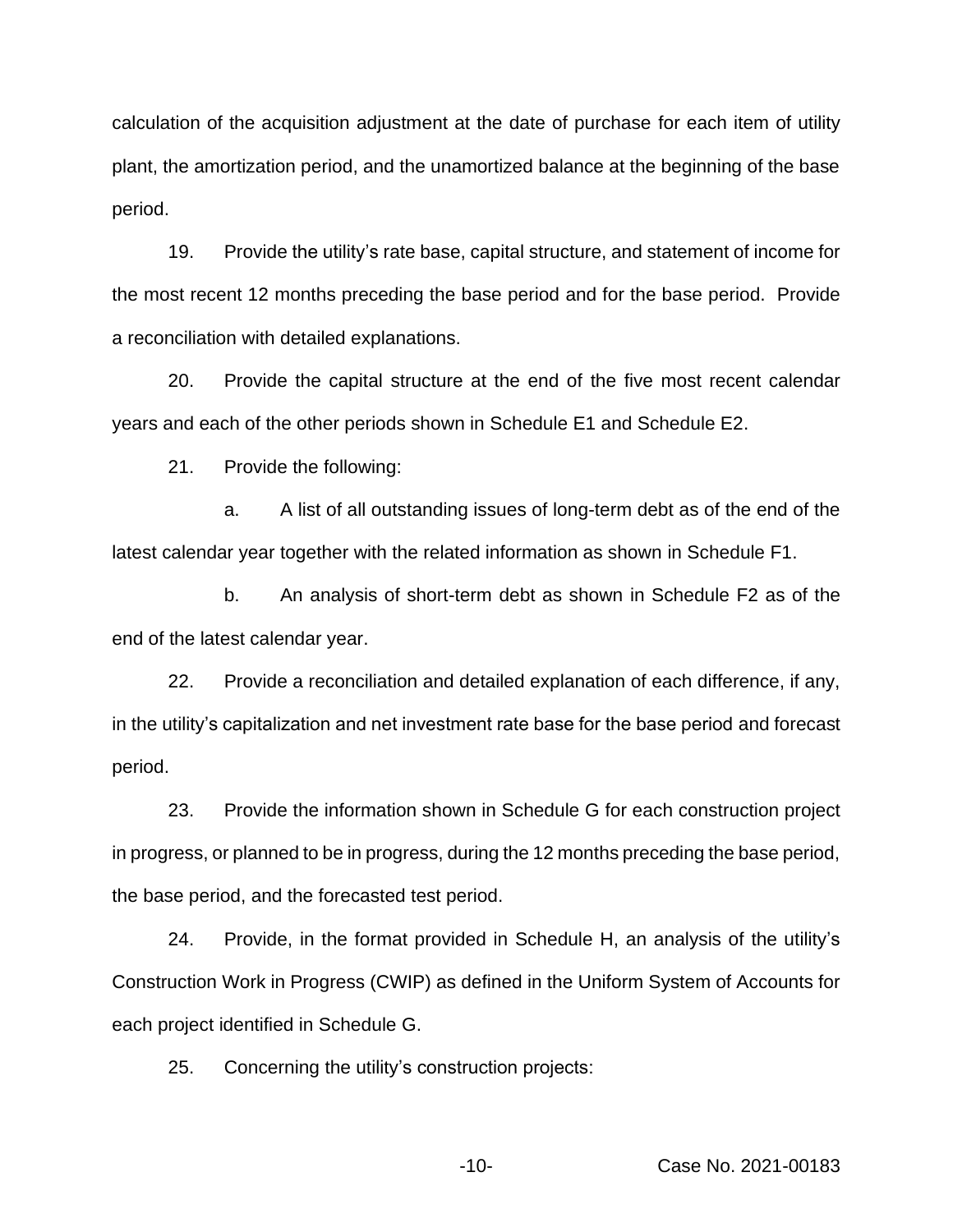calculation of the acquisition adjustment at the date of purchase for each item of utility plant, the amortization period, and the unamortized balance at the beginning of the base period.

19. Provide the utility's rate base, capital structure, and statement of income for the most recent 12 months preceding the base period and for the base period. Provide a reconciliation with detailed explanations.

20. Provide the capital structure at the end of the five most recent calendar years and each of the other periods shown in Schedule E1 and Schedule E2.

21. Provide the following:

a. A list of all outstanding issues of long-term debt as of the end of the latest calendar year together with the related information as shown in Schedule F1.

b. An analysis of short-term debt as shown in Schedule F2 as of the end of the latest calendar year.

22. Provide a reconciliation and detailed explanation of each difference, if any, in the utility's capitalization and net investment rate base for the base period and forecast period.

23. Provide the information shown in Schedule G for each construction project in progress, or planned to be in progress, during the 12 months preceding the base period, the base period, and the forecasted test period.

24. Provide, in the format provided in Schedule H, an analysis of the utility's Construction Work in Progress (CWIP) as defined in the Uniform System of Accounts for each project identified in Schedule G.

25. Concerning the utility's construction projects: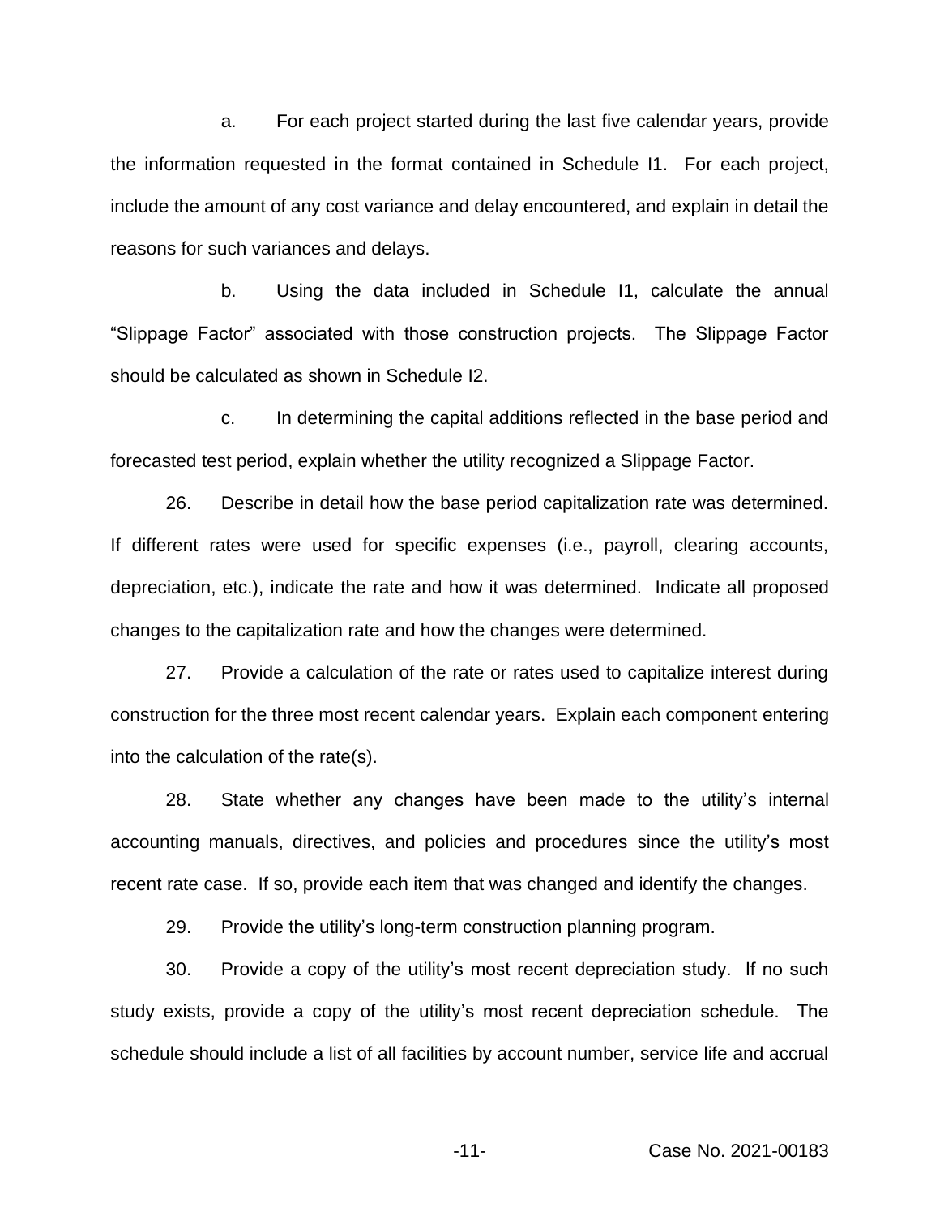a. For each project started during the last five calendar years, provide the information requested in the format contained in Schedule I1. For each project, include the amount of any cost variance and delay encountered, and explain in detail the reasons for such variances and delays.

b. Using the data included in Schedule I1, calculate the annual "Slippage Factor" associated with those construction projects. The Slippage Factor should be calculated as shown in Schedule I2.

c. In determining the capital additions reflected in the base period and forecasted test period, explain whether the utility recognized a Slippage Factor.

26. Describe in detail how the base period capitalization rate was determined. If different rates were used for specific expenses (i.e., payroll, clearing accounts, depreciation, etc.), indicate the rate and how it was determined. Indicate all proposed changes to the capitalization rate and how the changes were determined.

27. Provide a calculation of the rate or rates used to capitalize interest during construction for the three most recent calendar years. Explain each component entering into the calculation of the rate(s).

28. State whether any changes have been made to the utility's internal accounting manuals, directives, and policies and procedures since the utility's most recent rate case. If so, provide each item that was changed and identify the changes.

29. Provide the utility's long-term construction planning program.

30. Provide a copy of the utility's most recent depreciation study. If no such study exists, provide a copy of the utility's most recent depreciation schedule. The schedule should include a list of all facilities by account number, service life and accrual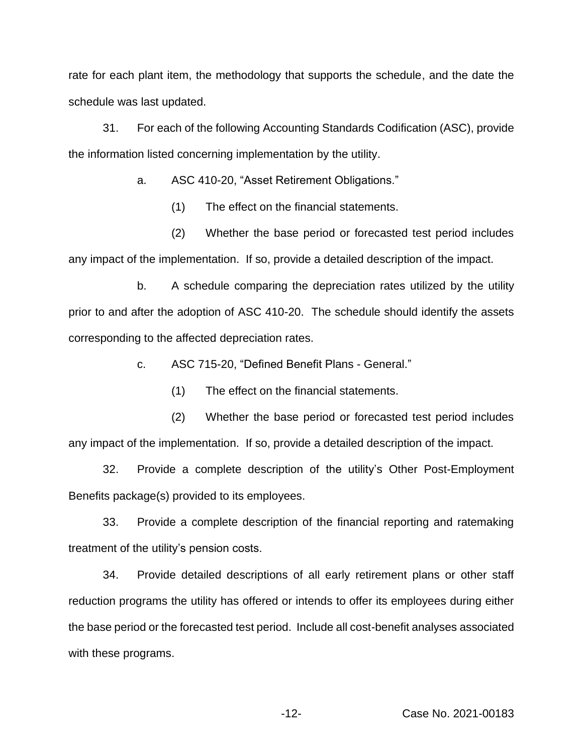rate for each plant item, the methodology that supports the schedule, and the date the schedule was last updated.

31. For each of the following Accounting Standards Codification (ASC), provide the information listed concerning implementation by the utility.

a. ASC 410-20, “Asset Retirement Obligations.”

(1) The effect on the financial statements.

(2) Whether the base period or forecasted test period includes any impact of the implementation. If so, provide a detailed description of the impact.

b. A schedule comparing the depreciation rates utilized by the utility prior to and after the adoption of ASC 410-20. The schedule should identify the assets corresponding to the affected depreciation rates.

c. ASC 715-20, “Defined Benefit Plans - General.”

(1) The effect on the financial statements.

(2) Whether the base period or forecasted test period includes any impact of the implementation. If so, provide a detailed description of the impact.

32. Provide a complete description of the utility’s Other Post-Employment Benefits package(s) provided to its employees.

33. Provide a complete description of the financial reporting and ratemaking treatment of the utility’s pension costs.

34. Provide detailed descriptions of all early retirement plans or other staff reduction programs the utility has offered or intends to offer its employees during either the base period or the forecasted test period. Include all cost-benefit analyses associated with these programs.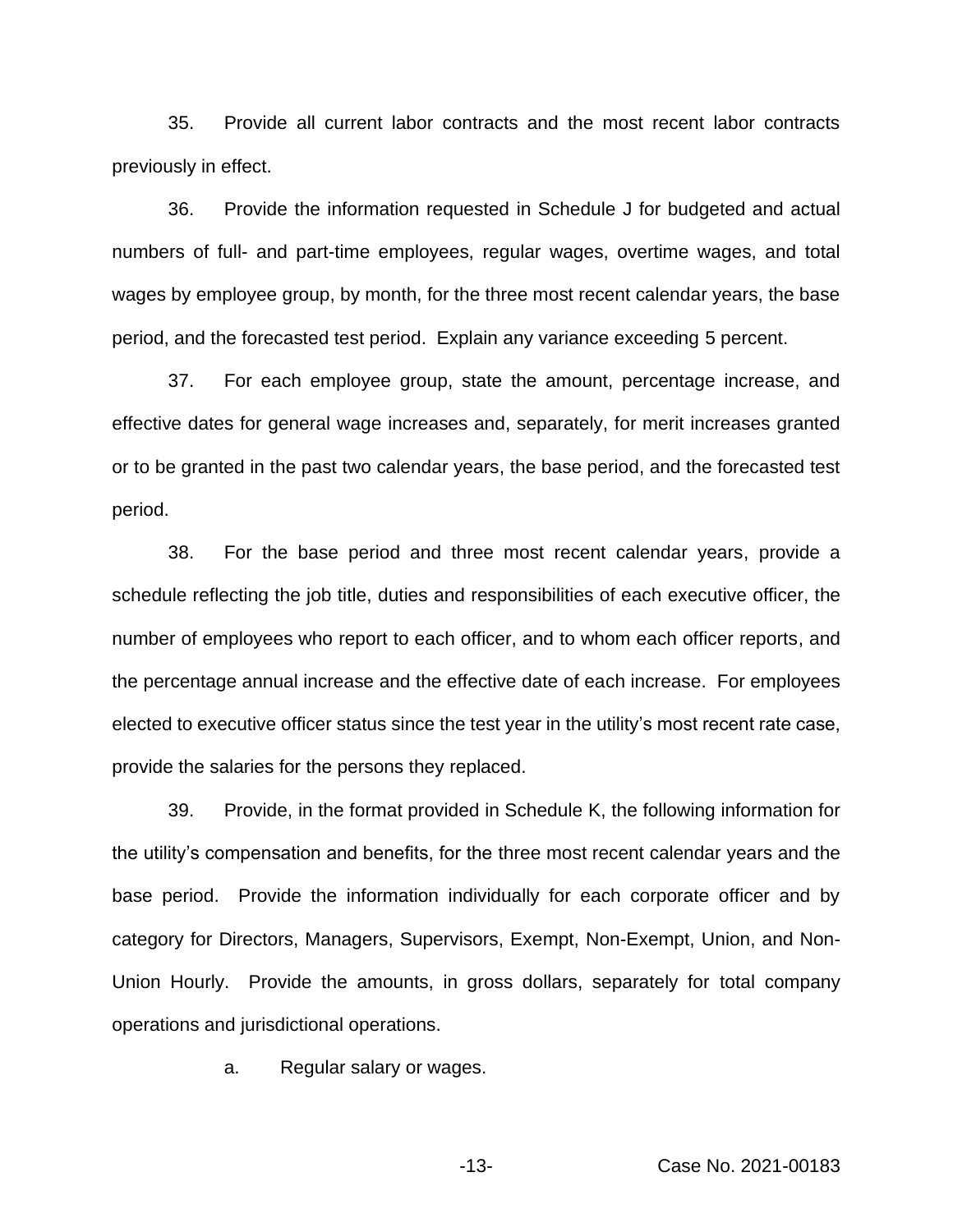35. Provide all current labor contracts and the most recent labor contracts previously in effect.

36. Provide the information requested in Schedule J for budgeted and actual numbers of full- and part-time employees, regular wages, overtime wages, and total wages by employee group, by month, for the three most recent calendar years, the base period, and the forecasted test period. Explain any variance exceeding 5 percent.

37. For each employee group, state the amount, percentage increase, and effective dates for general wage increases and, separately, for merit increases granted or to be granted in the past two calendar years, the base period, and the forecasted test period.

38. For the base period and three most recent calendar years, provide a schedule reflecting the job title, duties and responsibilities of each executive officer, the number of employees who report to each officer, and to whom each officer reports, and the percentage annual increase and the effective date of each increase. For employees elected to executive officer status since the test year in the utility's most recent rate case, provide the salaries for the persons they replaced.

39. Provide, in the format provided in Schedule K, the following information for the utility's compensation and benefits, for the three most recent calendar years and the base period. Provide the information individually for each corporate officer and by category for Directors, Managers, Supervisors, Exempt, Non-Exempt, Union, and Non-Union Hourly. Provide the amounts, in gross dollars, separately for total company operations and jurisdictional operations.

a. Regular salary or wages.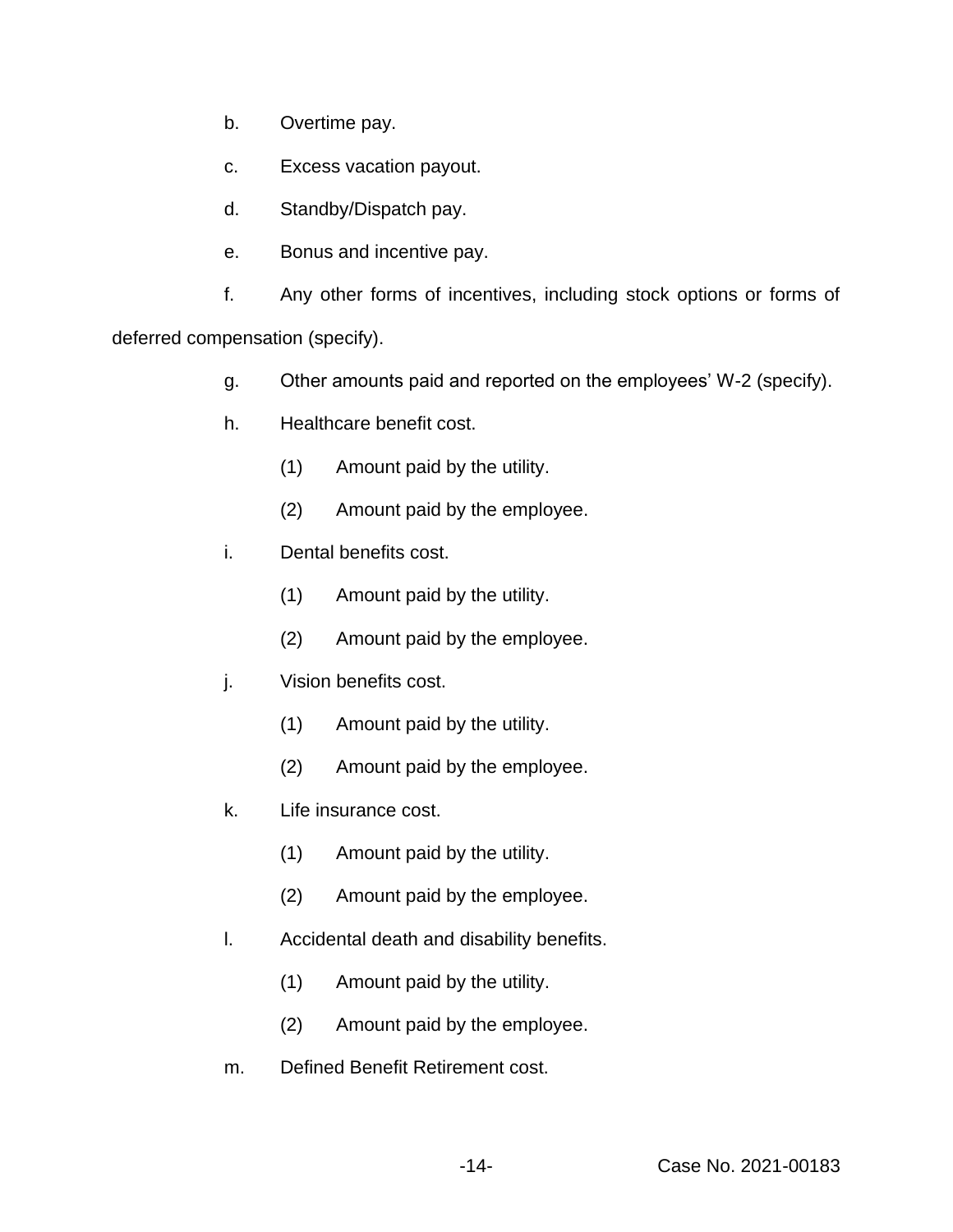b. Overtime pay.

c. Excess vacation payout.

d. Standby/Dispatch pay.

e. Bonus and incentive pay.

f. Any other forms of incentives, including stock options or forms of deferred compensation (specify).

g. Other amounts paid and reported on the employees' W-2 (specify).

h. Healthcare benefit cost.

(1) Amount paid by the utility.

(2) Amount paid by the employee.

i. Dental benefits cost.

(1) Amount paid by the utility.

(2) Amount paid by the employee.

j. Vision benefits cost.

(1) Amount paid by the utility.

(2) Amount paid by the employee.

k. Life insurance cost.

(1) Amount paid by the utility.

(2) Amount paid by the employee.

l. Accidental death and disability benefits.

(1) Amount paid by the utility.

(2) Amount paid by the employee.

m. Defined Benefit Retirement cost.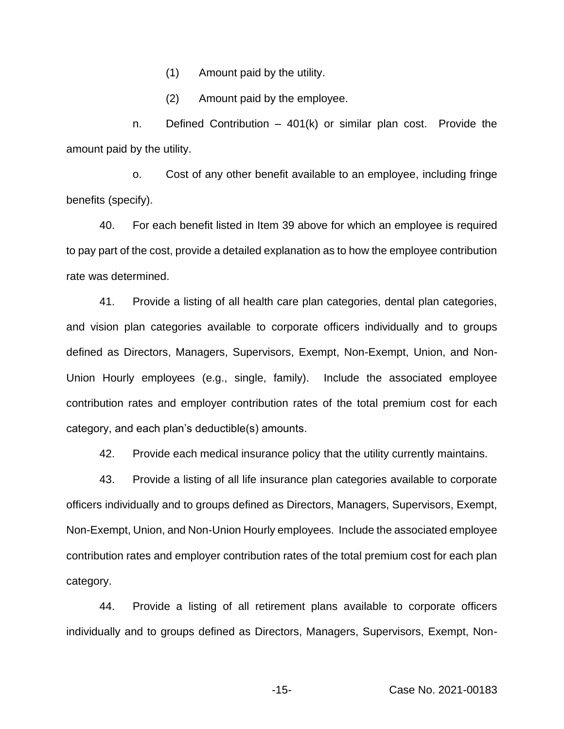(1) Amount paid by the utility.

(2) Amount paid by the employee.

n. Defined Contribution – 401(k) or similar plan cost. Provide the amount paid by the utility.

o. Cost of any other benefit available to an employee, including fringe benefits (specify).

40. For each benefit listed in Item 39 above for which an employee is required to pay part of the cost, provide a detailed explanation as to how the employee contribution rate was determined.

41. Provide a listing of all health care plan categories, dental plan categories, and vision plan categories available to corporate officers individually and to groups defined as Directors, Managers, Supervisors, Exempt, Non-Exempt, Union, and Non-Union Hourly employees (e.g., single, family). Include the associated employee contribution rates and employer contribution rates of the total premium cost for each category, and each plan's deductible(s) amounts.

42. Provide each medical insurance policy that the utility currently maintains.

43. Provide a listing of all life insurance plan categories available to corporate officers individually and to groups defined as Directors, Managers, Supervisors, Exempt, Non-Exempt, Union, and Non-Union Hourly employees. Include the associated employee contribution rates and employer contribution rates of the total premium cost for each plan category.

44. Provide a listing of all retirement plans available to corporate officers individually and to groups defined as Directors, Managers, Supervisors, Exempt, Non-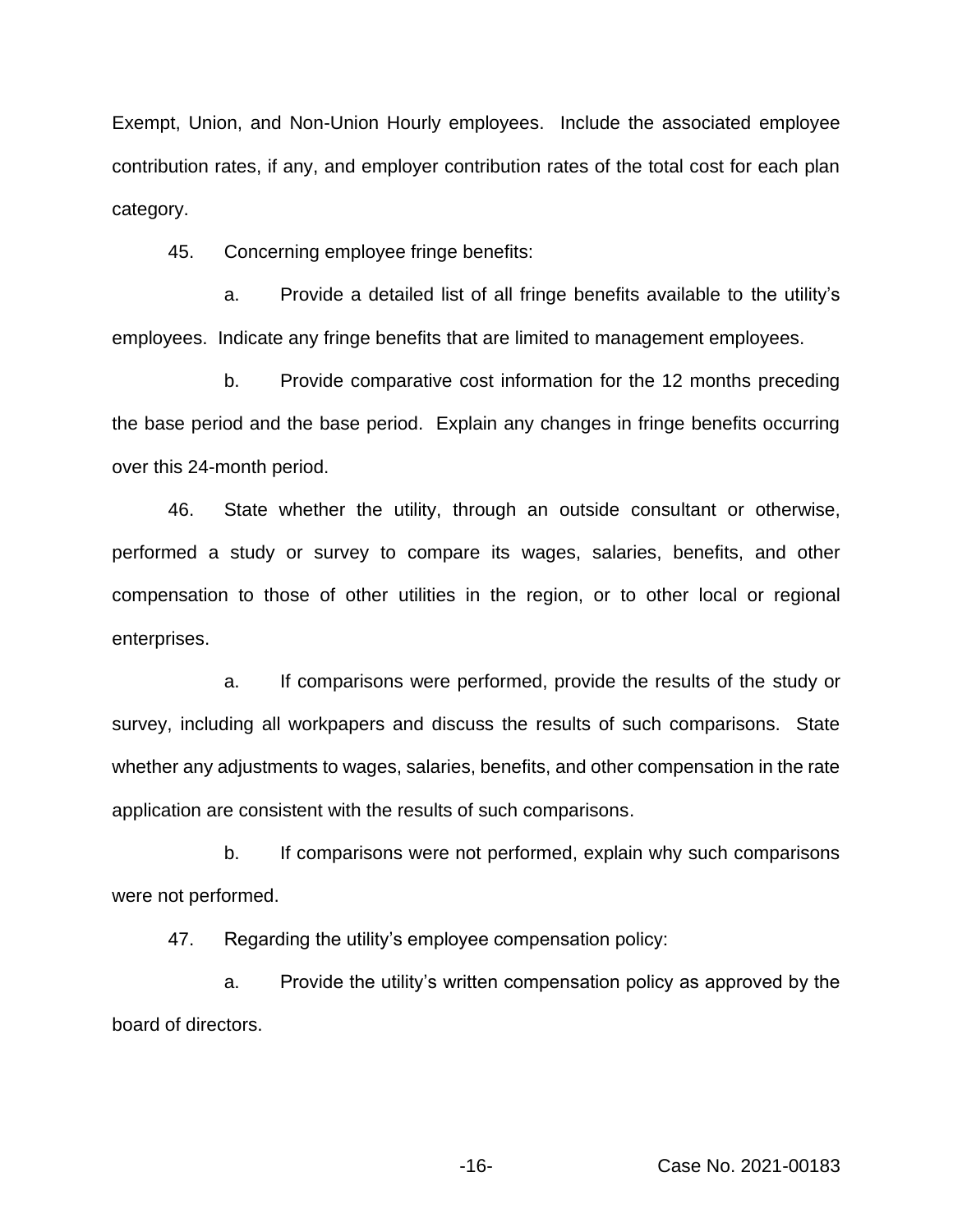Exempt, Union, and Non-Union Hourly employees. Include the associated employee contribution rates, if any, and employer contribution rates of the total cost for each plan category.

45. Concerning employee fringe benefits:

a. Provide a detailed list of all fringe benefits available to the utility's employees. Indicate any fringe benefits that are limited to management employees.

b. Provide comparative cost information for the 12 months preceding the base period and the base period. Explain any changes in fringe benefits occurring over this 24-month period.

46. State whether the utility, through an outside consultant or otherwise, performed a study or survey to compare its wages, salaries, benefits, and other compensation to those of other utilities in the region, or to other local or regional enterprises.

a. If comparisons were performed, provide the results of the study or survey, including all workpapers and discuss the results of such comparisons. State whether any adjustments to wages, salaries, benefits, and other compensation in the rate application are consistent with the results of such comparisons.

b. If comparisons were not performed, explain why such comparisons were not performed.

47. Regarding the utility's employee compensation policy:

a. Provide the utility's written compensation policy as approved by the board of directors.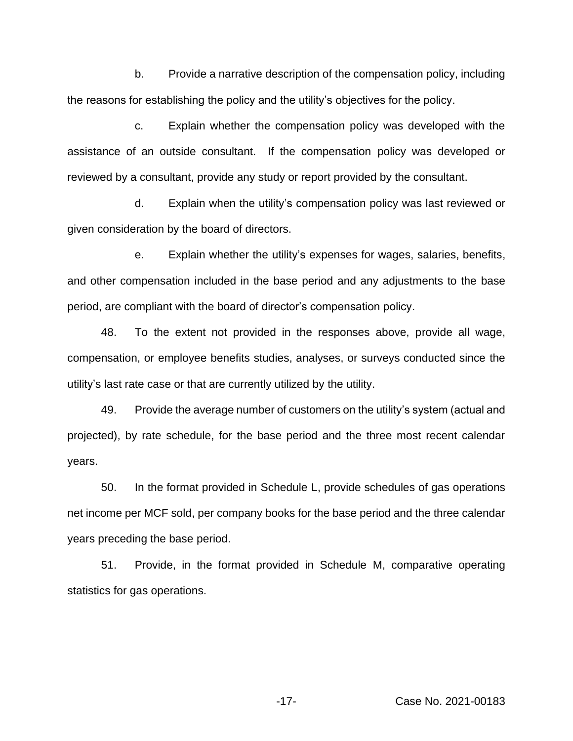b. Provide a narrative description of the compensation policy, including the reasons for establishing the policy and the utility's objectives for the policy.

c. Explain whether the compensation policy was developed with the assistance of an outside consultant. If the compensation policy was developed or reviewed by a consultant, provide any study or report provided by the consultant.

d. Explain when the utility's compensation policy was last reviewed or given consideration by the board of directors.

e. Explain whether the utility's expenses for wages, salaries, benefits, and other compensation included in the base period and any adjustments to the base period, are compliant with the board of director's compensation policy.

48. To the extent not provided in the responses above, provide all wage, compensation, or employee benefits studies, analyses, or surveys conducted since the utility's last rate case or that are currently utilized by the utility.

49. Provide the average number of customers on the utility's system (actual and projected), by rate schedule, for the base period and the three most recent calendar years.

50. In the format provided in Schedule L, provide schedules of gas operations net income per MCF sold, per company books for the base period and the three calendar years preceding the base period.

51. Provide, in the format provided in Schedule M, comparative operating statistics for gas operations.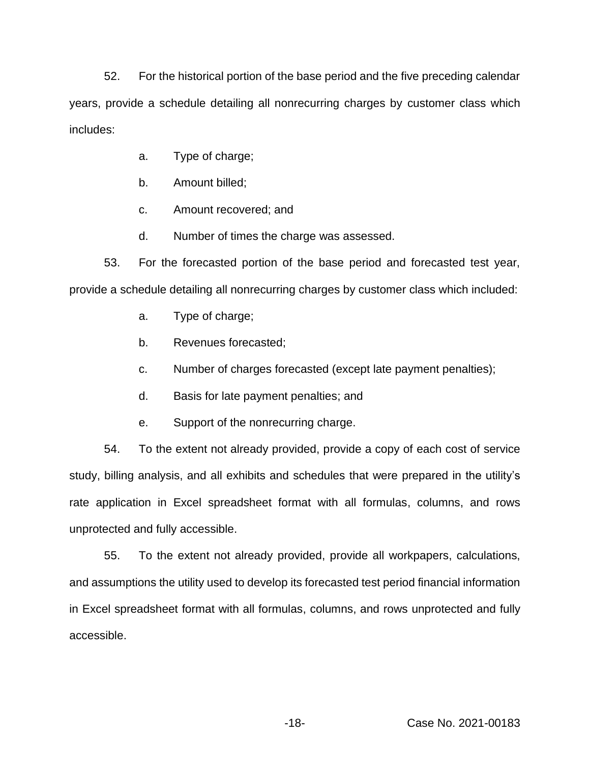52. For the historical portion of the base period and the five preceding calendar years, provide a schedule detailing all nonrecurring charges by customer class which includes:

a. Type of charge;

b. Amount billed;

c. Amount recovered; and

d. Number of times the charge was assessed.

53. For the forecasted portion of the base period and forecasted test year, provide a schedule detailing all nonrecurring charges by customer class which included:

a. Type of charge;

b. Revenues forecasted;

c. Number of charges forecasted (except late payment penalties);

d. Basis for late payment penalties; and

e. Support of the nonrecurring charge.

54. To the extent not already provided, provide a copy of each cost of service study, billing analysis, and all exhibits and schedules that were prepared in the utility's rate application in Excel spreadsheet format with all formulas, columns, and rows unprotected and fully accessible.

55. To the extent not already provided, provide all workpapers, calculations, and assumptions the utility used to develop its forecasted test period financial information in Excel spreadsheet format with all formulas, columns, and rows unprotected and fully accessible.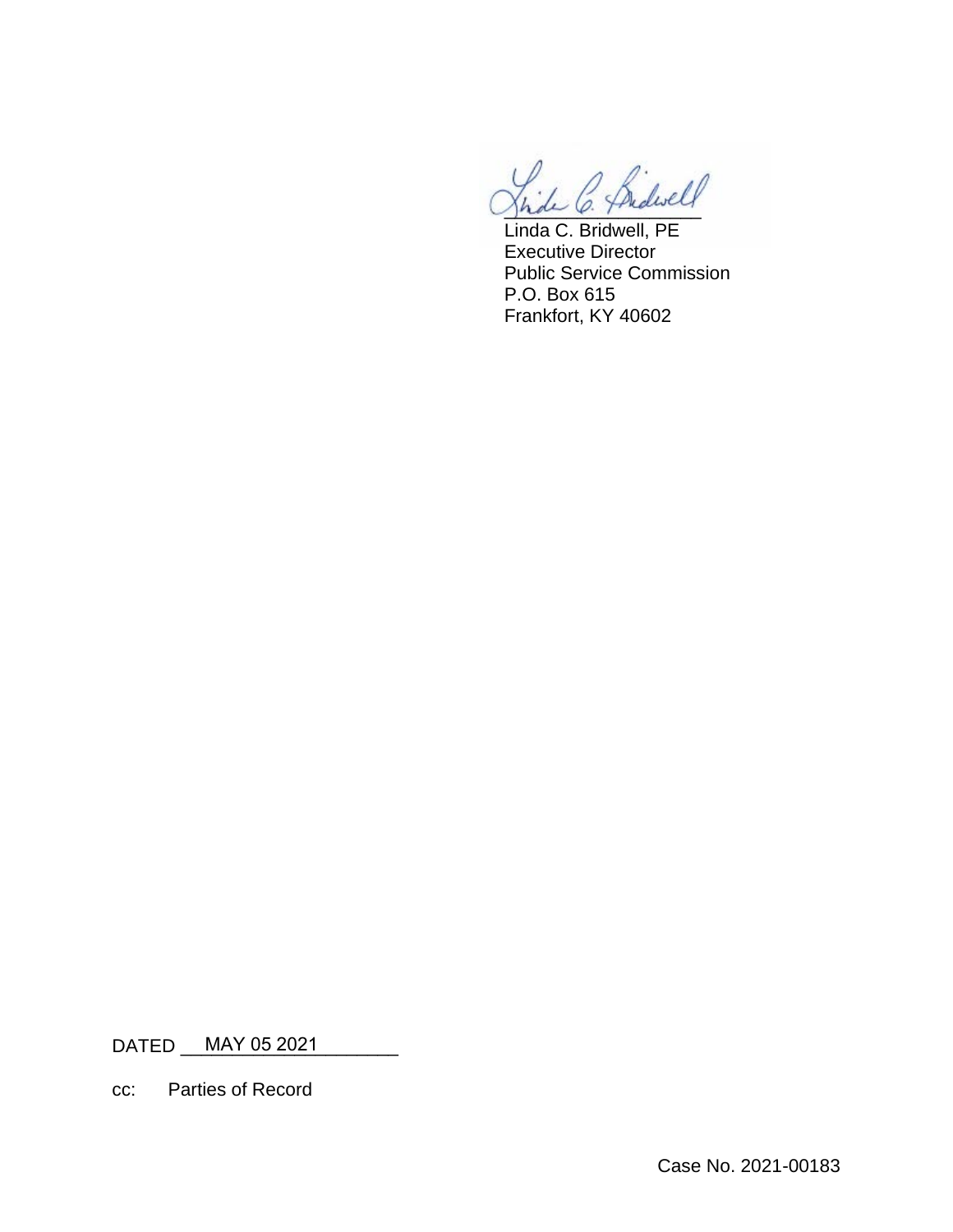Linda C. Bridwell, PE
Executive Director
Public Service Commission
P.O. Box 615
Frankfort, KY 40602

DATED MAY 05 2021

cc: Parties of Record

Case No. 2021-00183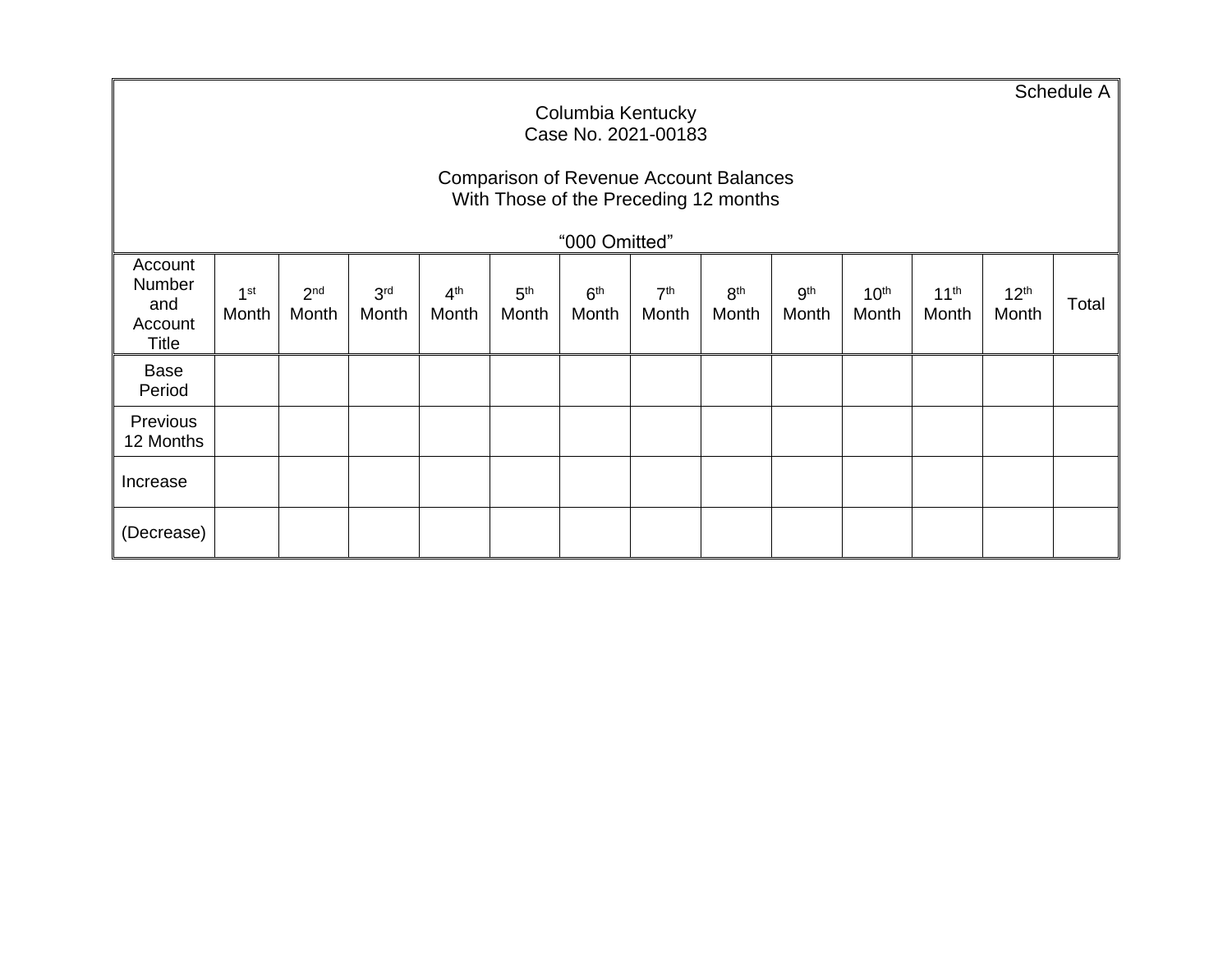Schedule A

Columbia Kentucky
Case No. 2021-00183

Comparison of Revenue Account Balances
With Those of the Preceding 12 months

"000 Omitted"

| Account Number and Account Title | 1st Month | 2nd Month | 3rd Month | 4th Month | 5th Month | 6th Month | 7th Month | 8th Month | 9th Month | 10th Month | 11th Month | 12th Month | Total |
|---|---|---|---|---|---|---|---|---|---|---|---|---|---|
| Base Period | | | | | | | | | | | | | |
| Previous 12 Months | | | | | | | | | | | | | |
| Increase | | | | | | | | | | | | | |
| (Decrease) | | | | | | | | | | | | | |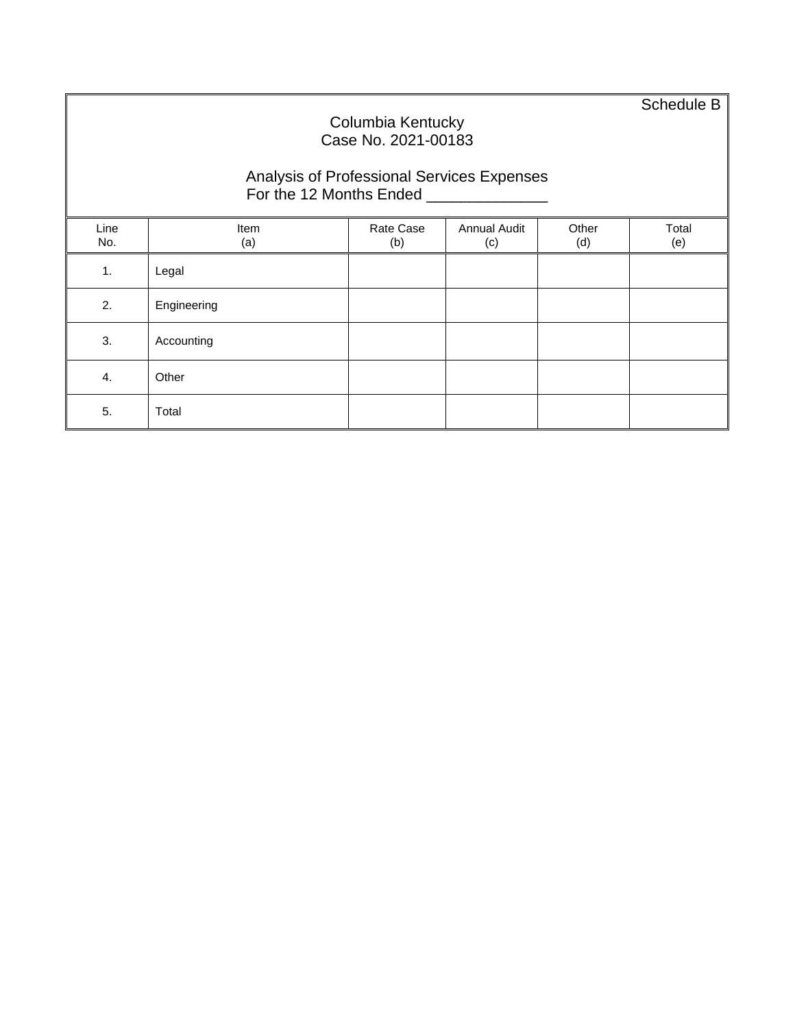Schedule B

Columbia Kentucky
Case No. 2021-00183

Analysis of Professional Services Expenses
For the 12 Months Ended ______________

| Line No. | Item (a) | Rate Case (b) | Annual Audit (c) | Other (d) | Total (e) |
|---|---|---|---|---|---|
| 1. | Legal | | | | |
| 2. | Engineering | | | | |
| 3. | Accounting | | | | |
| 4. | Other | | | | |
| 5. | Total | | | | |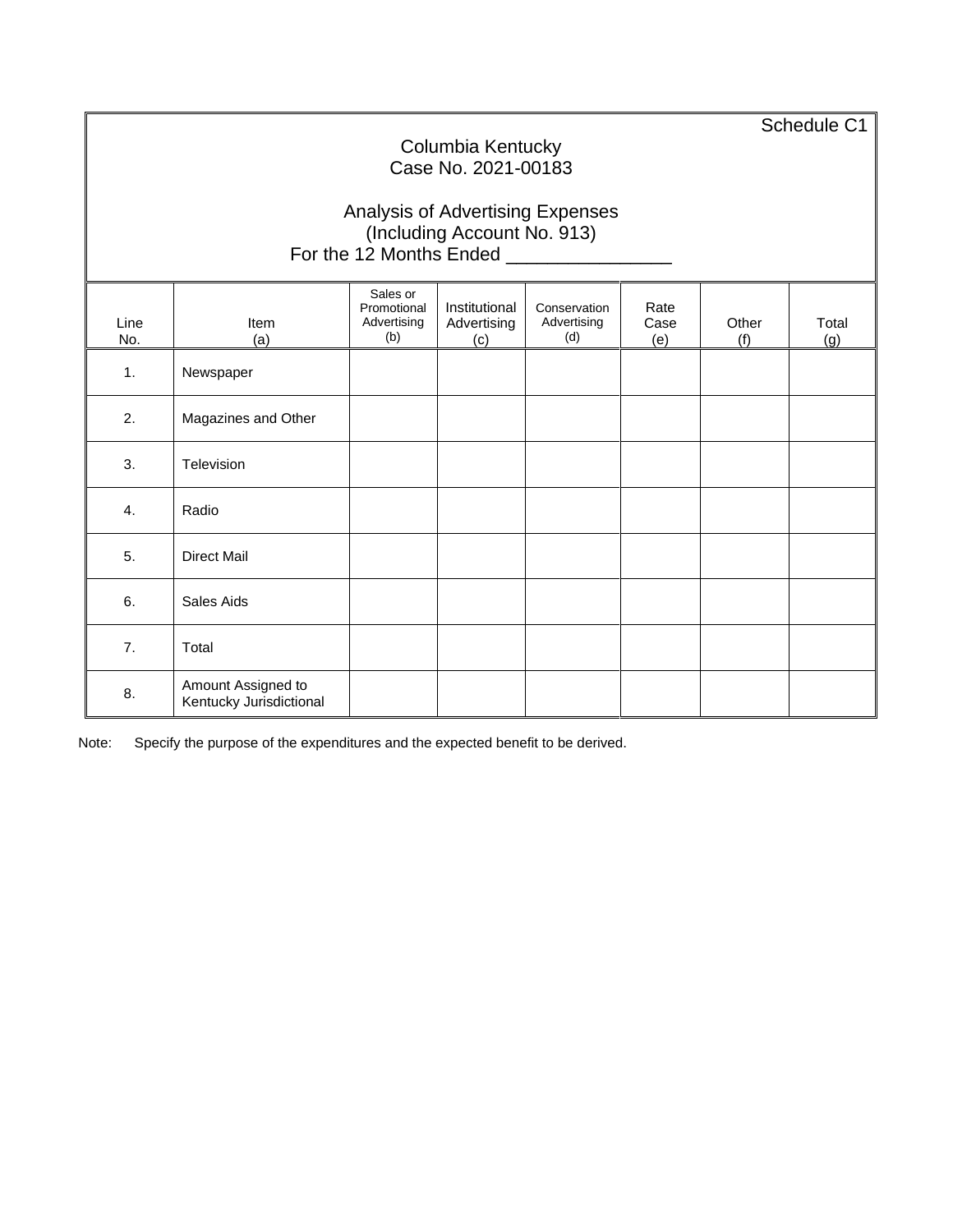Schedule C1

# Columbia Kentucky
## Case No. 2021-00183

## Analysis of Advertising Expenses
### (Including Account No. 913)
### For the 12 Months Ended _______________

| Line No. | Item (a) | Sales or Promotional Advertising (b) | Institutional Advertising (c) | Conservation Advertising (d) | Rate Case (e) | Other (f) | Total (g) |
|---|---|---|---|---|---|---|---|
| 1. | Newspaper | | | | | | |
| 2. | Magazines and Other | | | | | | |
| 3. | Television | | | | | | |
| 4. | Radio | | | | | | |
| 5. | Direct Mail | | | | | | |
| 6. | Sales Aids | | | | | | |
| 7. | Total | | | | | | |
| 8. | Amount Assigned to Kentucky Jurisdictional | | | | | | |

Note: Specify the purpose of the expenditures and the expected benefit to be derived.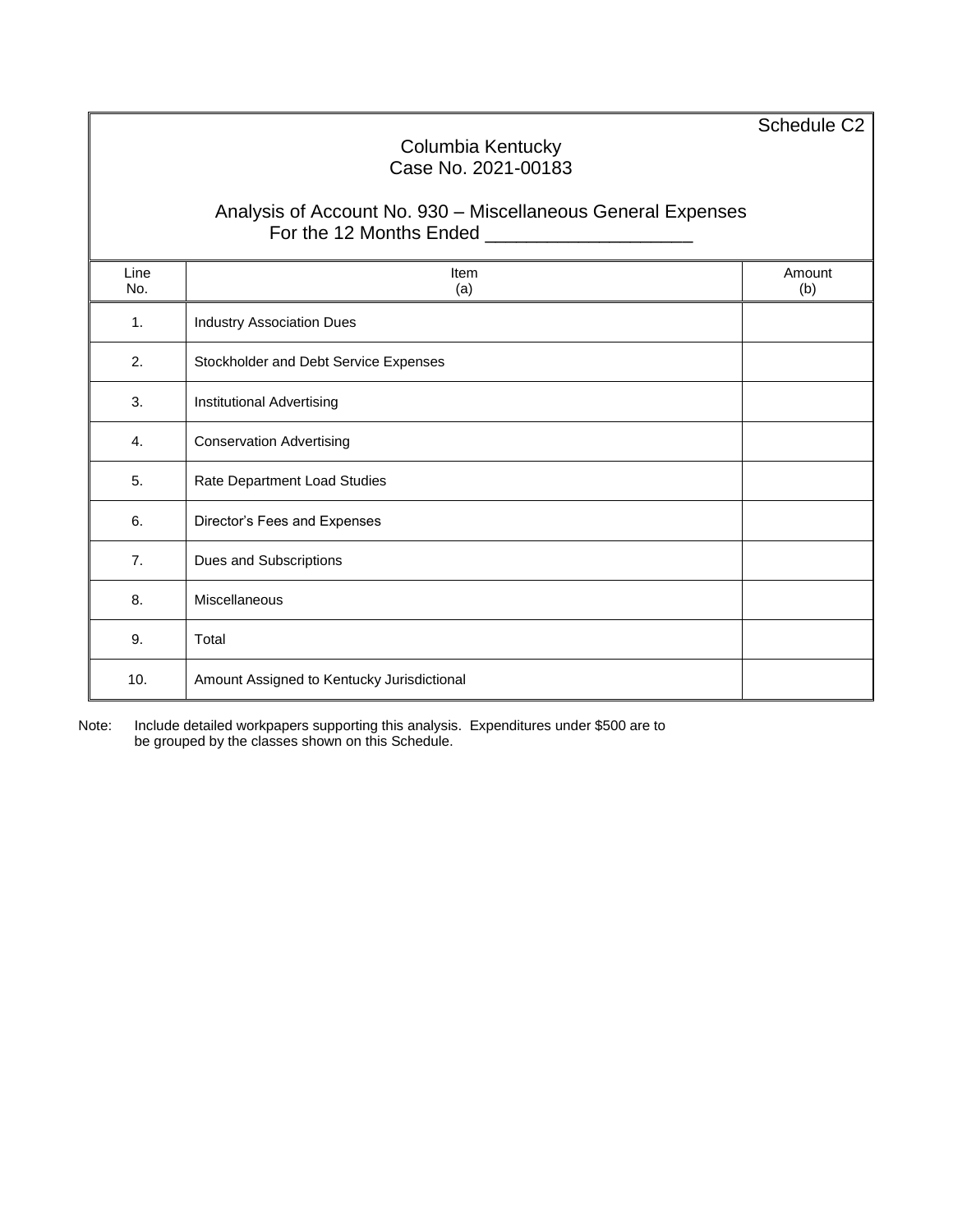Schedule C2

Columbia Kentucky
Case No. 2021-00183

Analysis of Account No. 930 – Miscellaneous General Expenses
For the 12 Months Ended ___________________

| Line No. | Item (a) | Amount (b) |
|---|---|---|
| 1. | Industry Association Dues | |
| 2. | Stockholder and Debt Service Expenses | |
| 3. | Institutional Advertising | |
| 4. | Conservation Advertising | |
| 5. | Rate Department Load Studies | |
| 6. | Director's Fees and Expenses | |
| 7. | Dues and Subscriptions | |
| 8. | Miscellaneous | |
| 9. | Total | |
| 10. | Amount Assigned to Kentucky Jurisdictional | |

Note: Include detailed workpapers supporting this analysis. Expenditures under $500 are to be grouped by the classes shown on this Schedule.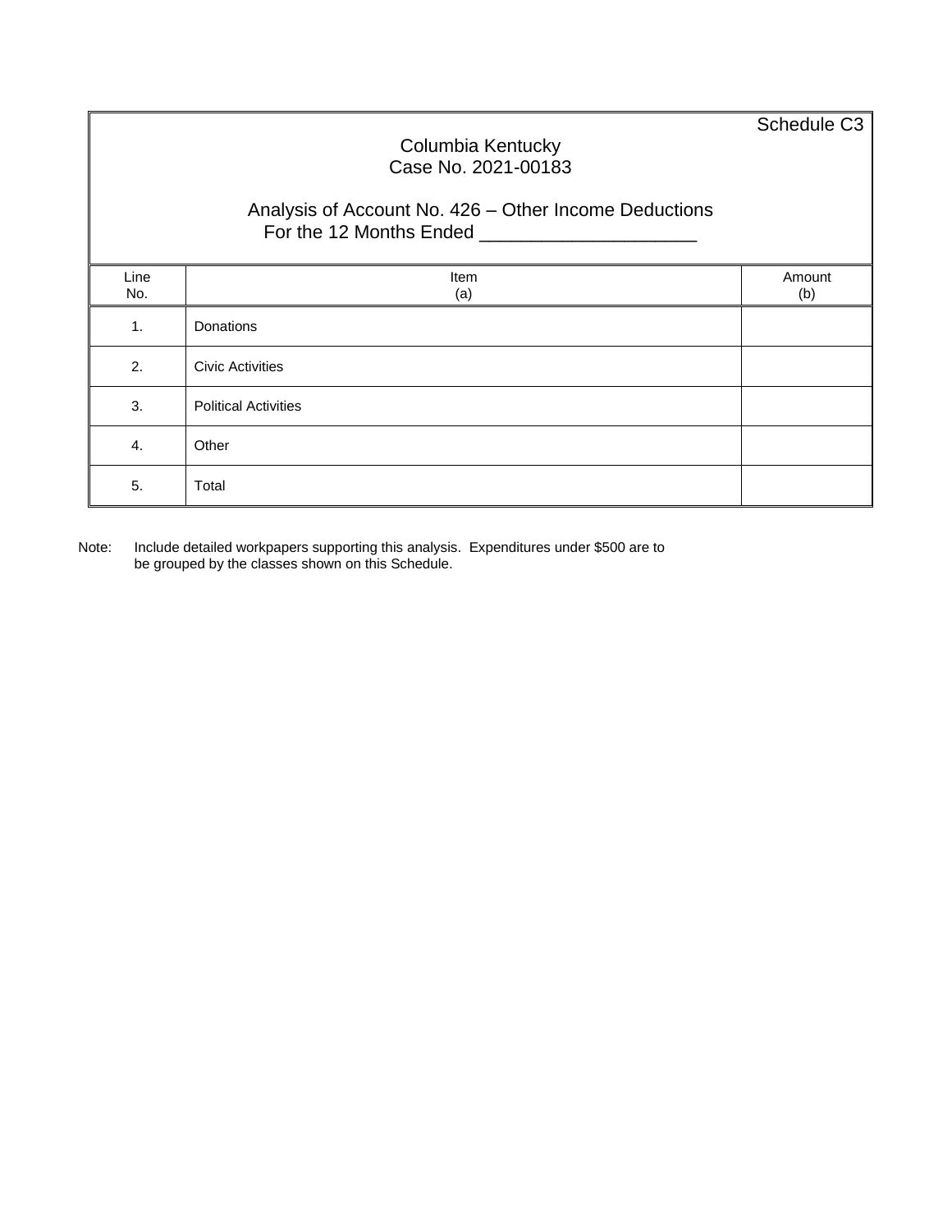Schedule C3

Columbia Kentucky
Case No. 2021-00183

Analysis of Account No. 426 – Other Income Deductions
For the 12 Months Ended ____________________

| Line No. | Item (a) | Amount (b) |
|---|---|---|
| 1. | Donations | |
| 2. | Civic Activities | |
| 3. | Political Activities | |
| 4. | Other | |
| 5. | Total | |

Note: Include detailed workpapers supporting this analysis. Expenditures under $500 are to be grouped by the classes shown on this Schedule.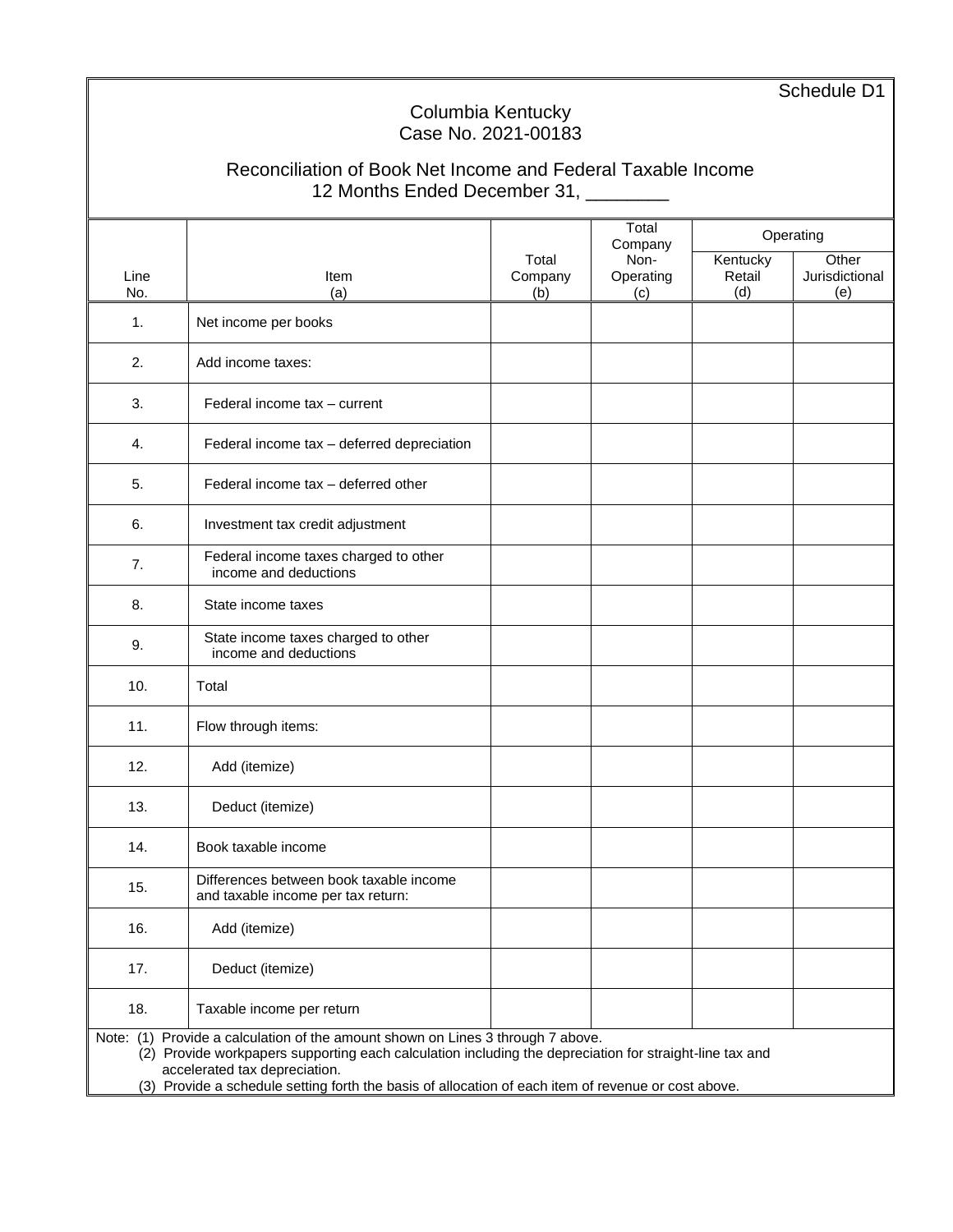Schedule D1

# Columbia Kentucky
## Case No. 2021-00183

## Reconciliation of Book Net Income and Federal Taxable Income
12 Months Ended December 31, ________

| Line No. | Item (a) | Total Company (b) | Total Company Non-Operating (c) | Operating | |
|---|---|---|---|---|---|
| | | | | Kentucky Retail (d) | Other Jurisdictional (e) |
| 1. | Net income per books | | | | |
| 2. | Add income taxes: | | | | |
| 3. | Federal income tax – current | | | | |
| 4. | Federal income tax – deferred depreciation | | | | |
| 5. | Federal income tax – deferred other | | | | |
| 6. | Investment tax credit adjustment | | | | |
| 7. | Federal income taxes charged to other income and deductions | | | | |
| 8. | State income taxes | | | | |
| 9. | State income taxes charged to other income and deductions | | | | |
| 10. | Total | | | | |
| 11. | Flow through items: | | | | |
| 12. | Add (itemize) | | | | |
| 13. | Deduct (itemize) | | | | |
| 14. | Book taxable income | | | | |
| 15. | Differences between book taxable income and taxable income per tax return: | | | | |
| 16. | Add (itemize) | | | | |
| 17. | Deduct (itemize) | | | | |
| 18. | Taxable income per return | | | | |

Note: (1) Provide a calculation of the amount shown on Lines 3 through 7 above.
(2) Provide workpapers supporting each calculation including the depreciation for straight-line tax and accelerated tax depreciation.
(3) Provide a schedule setting forth the basis of allocation of each item of revenue or cost above.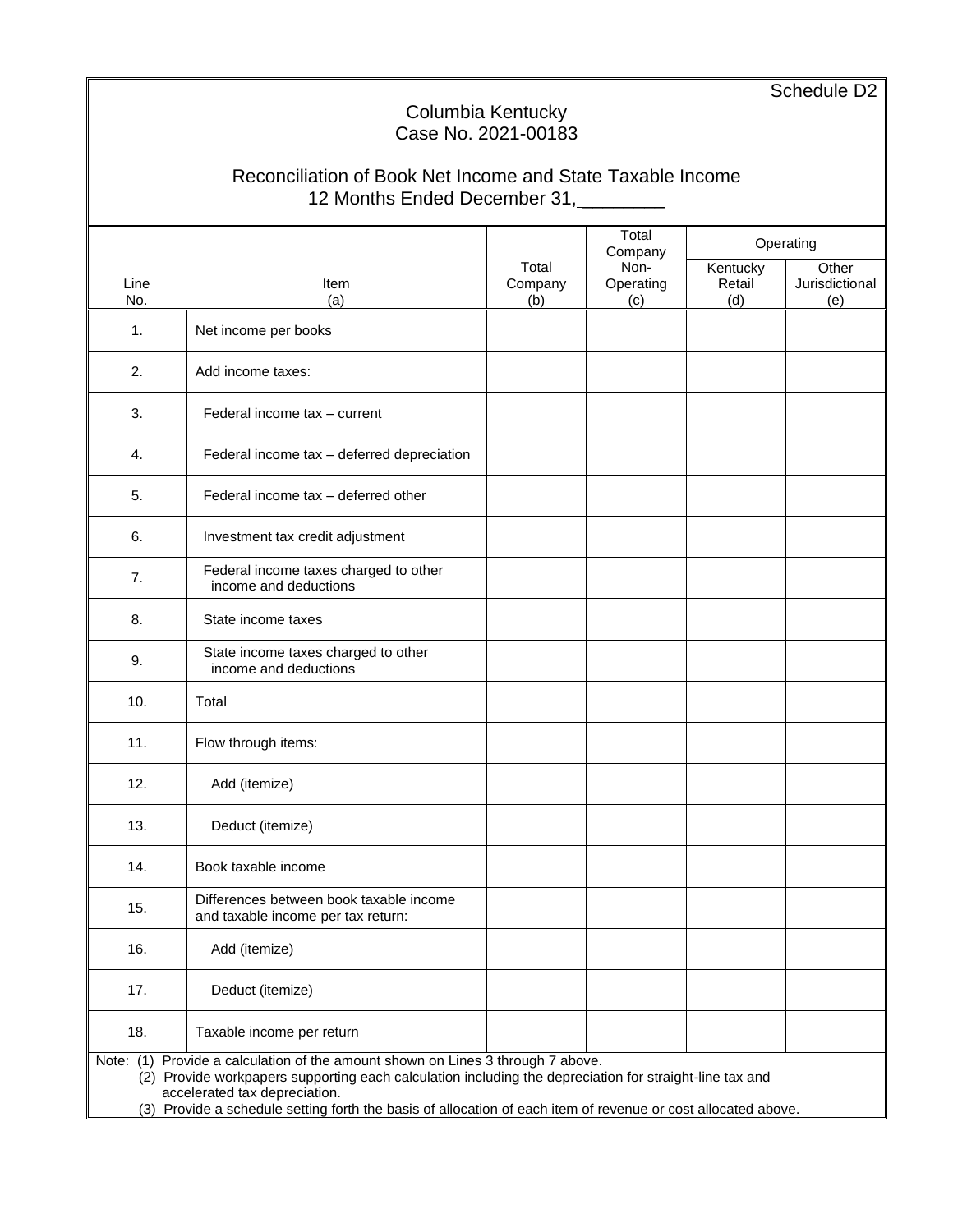Schedule D2

# Columbia Kentucky
## Case No. 2021-00183

## Reconciliation of Book Net Income and State Taxable Income
### 12 Months Ended December 31,________

| Line No. | Item (a) | Total Company (b) | Total Company Non-Operating (c) | Operating | |
|---|---|---|---|---|---|
| | | | | Kentucky Retail (d) | Other Jurisdictional (e) |
| 1. | Net income per books | | | | |
| 2. | Add income taxes: | | | | |
| 3. | Federal income tax – current | | | | |
| 4. | Federal income tax – deferred depreciation | | | | |
| 5. | Federal income tax – deferred other | | | | |
| 6. | Investment tax credit adjustment | | | | |
| 7. | Federal income taxes charged to other income and deductions | | | | |
| 8. | State income taxes | | | | |
| 9. | State income taxes charged to other income and deductions | | | | |
| 10. | Total | | | | |
| 11. | Flow through items: | | | | |
| 12. | Add (itemize) | | | | |
| 13. | Deduct (itemize) | | | | |
| 14. | Book taxable income | | | | |
| 15. | Differences between book taxable income and taxable income per tax return: | | | | |
| 16. | Add (itemize) | | | | |
| 17. | Deduct (itemize) | | | | |
| 18. | Taxable income per return | | | | |

Note: (1) Provide a calculation of the amount shown on Lines 3 through 7 above.
(2) Provide workpapers supporting each calculation including the depreciation for straight-line tax and accelerated tax depreciation.
(3) Provide a schedule setting forth the basis of allocation of each item of revenue or cost allocated above.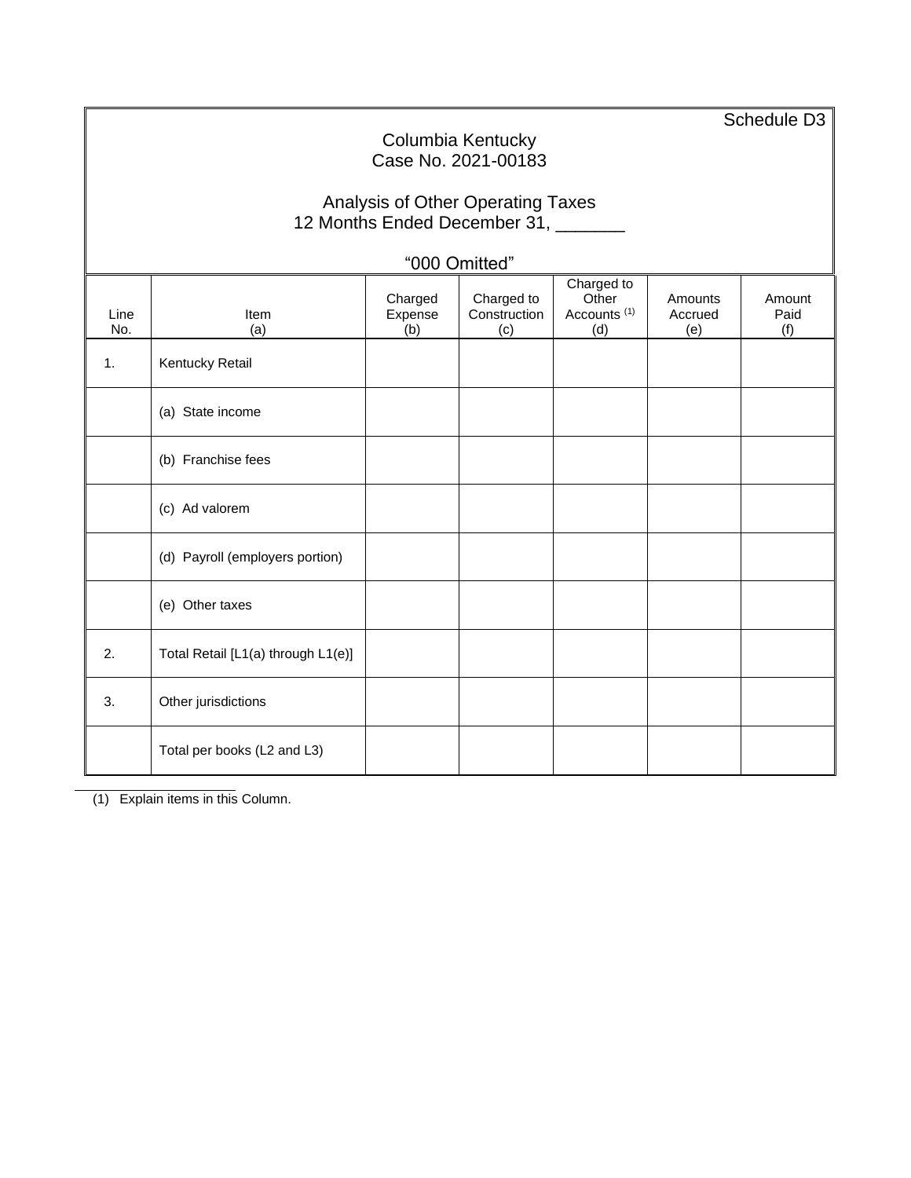Schedule D3

Columbia Kentucky
Case No. 2021-00183

Analysis of Other Operating Taxes
12 Months Ended December 31, _______

"000 Omitted"

| Line No. | Item (a) | Charged Expense (b) | Charged to Construction (c) | Charged to Other Accounts [1] (d) | Amounts Accrued (e) | Amount Paid (f) |
|---|---|---|---|---|---|---|
| 1. | Kentucky Retail | | | | | |
| | (a) State income | | | | | |
| | (b) Franchise fees | | | | | |
| | (c) Ad valorem | | | | | |
| | (d) Payroll (employers portion) | | | | | |
| | (e) Other taxes | | | | | |
| 2. | Total Retail [L1(a) through L1(e)] | | | | | |
| 3. | Other jurisdictions | | | | | |
| | Total per books (L2 and L3) | | | | | |

(1) Explain items in this Column.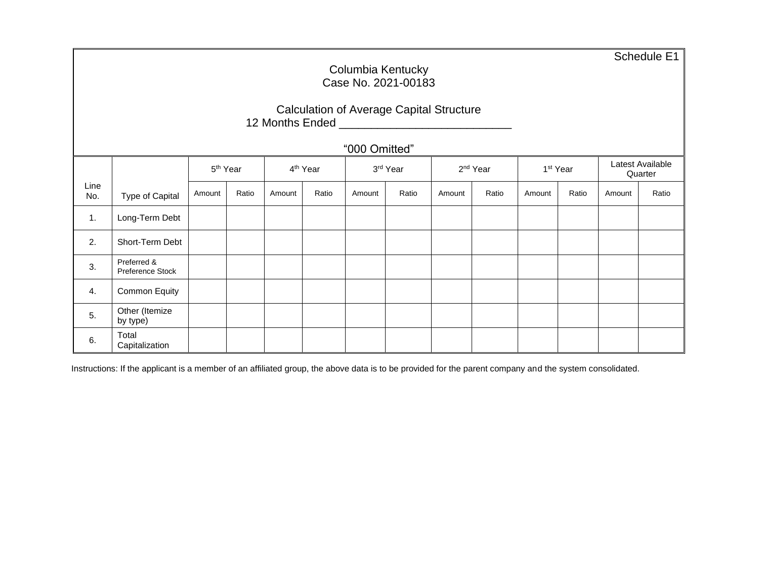Schedule E1

Columbia Kentucky
Case No. 2021-00183

Calculation of Average Capital Structure
12 Months Ended ___________________________

"000 Omitted"

| Line No. | Type of Capital | 5th Year | | 4th Year | | 3rd Year | | 2nd Year | | 1st Year | | Latest Available Quarter | |
|---|---|---|---|---|---|---|---|---|---|---|---|---|---|
| | | Amount | Ratio | Amount | Ratio | Amount | Ratio | Amount | Ratio | Amount | Ratio | Amount | Ratio |
| 1. | Long-Term Debt | | | | | | | | | | | | |
| 2. | Short-Term Debt | | | | | | | | | | | | |
| 3. | Preferred & Preference Stock | | | | | | | | | | | | |
| 4. | Common Equity | | | | | | | | | | | | |
| 5. | Other (Itemize by type) | | | | | | | | | | | | |
| 6. | Total Capitalization | | | | | | | | | | | | |

Instructions: If the applicant is a member of an affiliated group, the above data is to be provided for the parent company and the system consolidated.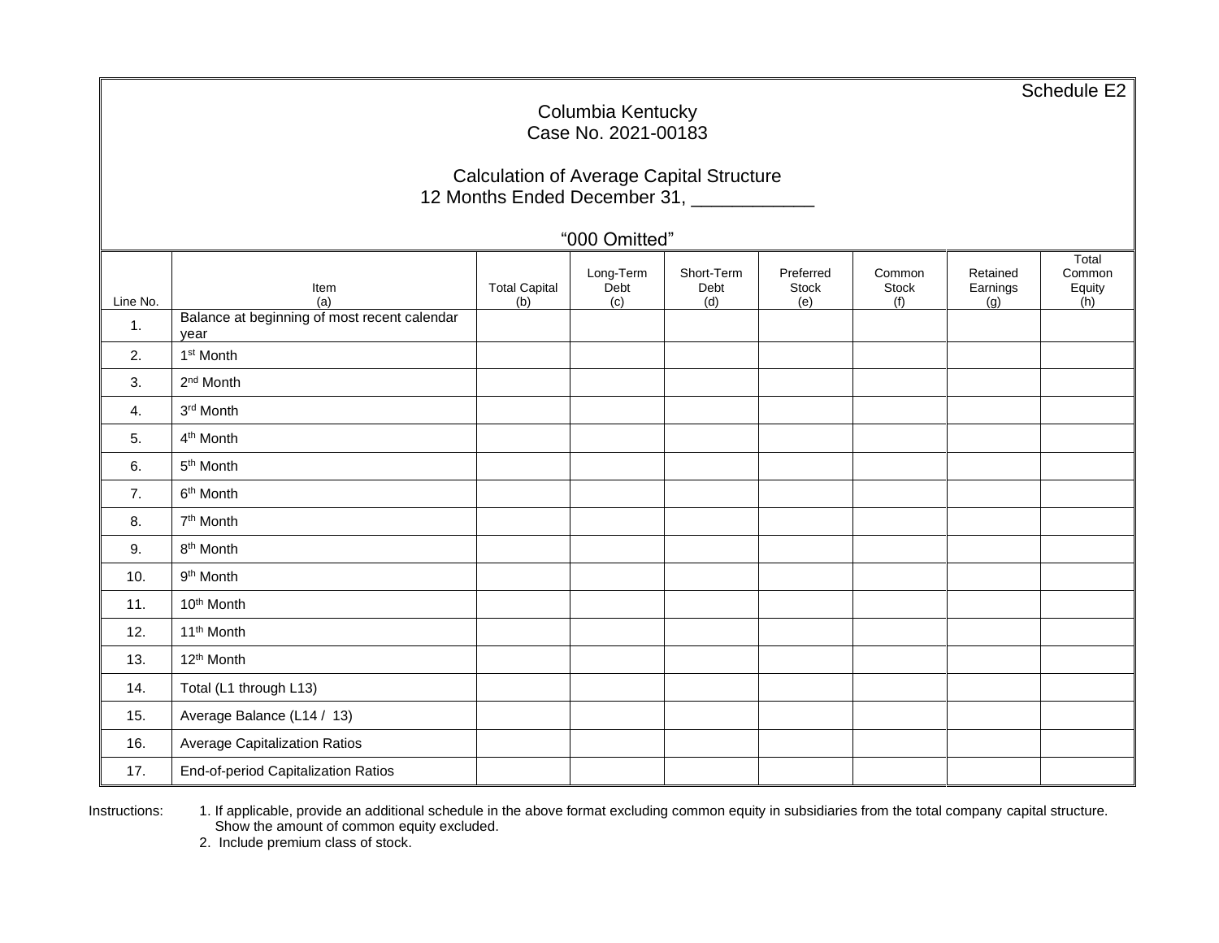Schedule E2

Columbia Kentucky
Case No. 2021-00183

Calculation of Average Capital Structure
12 Months Ended December 31, ____________

"000 Omitted"

| Line No. | Item (a) | Total Capital (b) | Long-Term Debt (c) | Short-Term Debt (d) | Preferred Stock (e) | Common Stock (f) | Retained Earnings (g) | Total Common Equity (h) |
|---|---|---|---|---|---|---|---|---|
| 1. | Balance at beginning of most recent calendar year | | | | | | | |
| 2. | 1st Month | | | | | | | |
| 3. | 2nd Month | | | | | | | |
| 4. | 3rd Month | | | | | | | |
| 5. | 4th Month | | | | | | | |
| 6. | 5th Month | | | | | | | |
| 7. | 6th Month | | | | | | | |
| 8. | 7th Month | | | | | | | |
| 9. | 8th Month | | | | | | | |
| 10. | 9th Month | | | | | | | |
| 11. | 10th Month | | | | | | | |
| 12. | 11th Month | | | | | | | |
| 13. | 12th Month | | | | | | | |
| 14. | Total (L1 through L13) | | | | | | | |
| 15. | Average Balance (L14 / 13) | | | | | | | |
| 16. | Average Capitalization Ratios | | | | | | | |
| 17. | End-of-period Capitalization Ratios | | | | | | | |

Instructions:

1. If applicable, provide an additional schedule in the above format excluding common equity in subsidiaries from the total company capital structure. Show the amount of common equity excluded.
2. Include premium class of stock.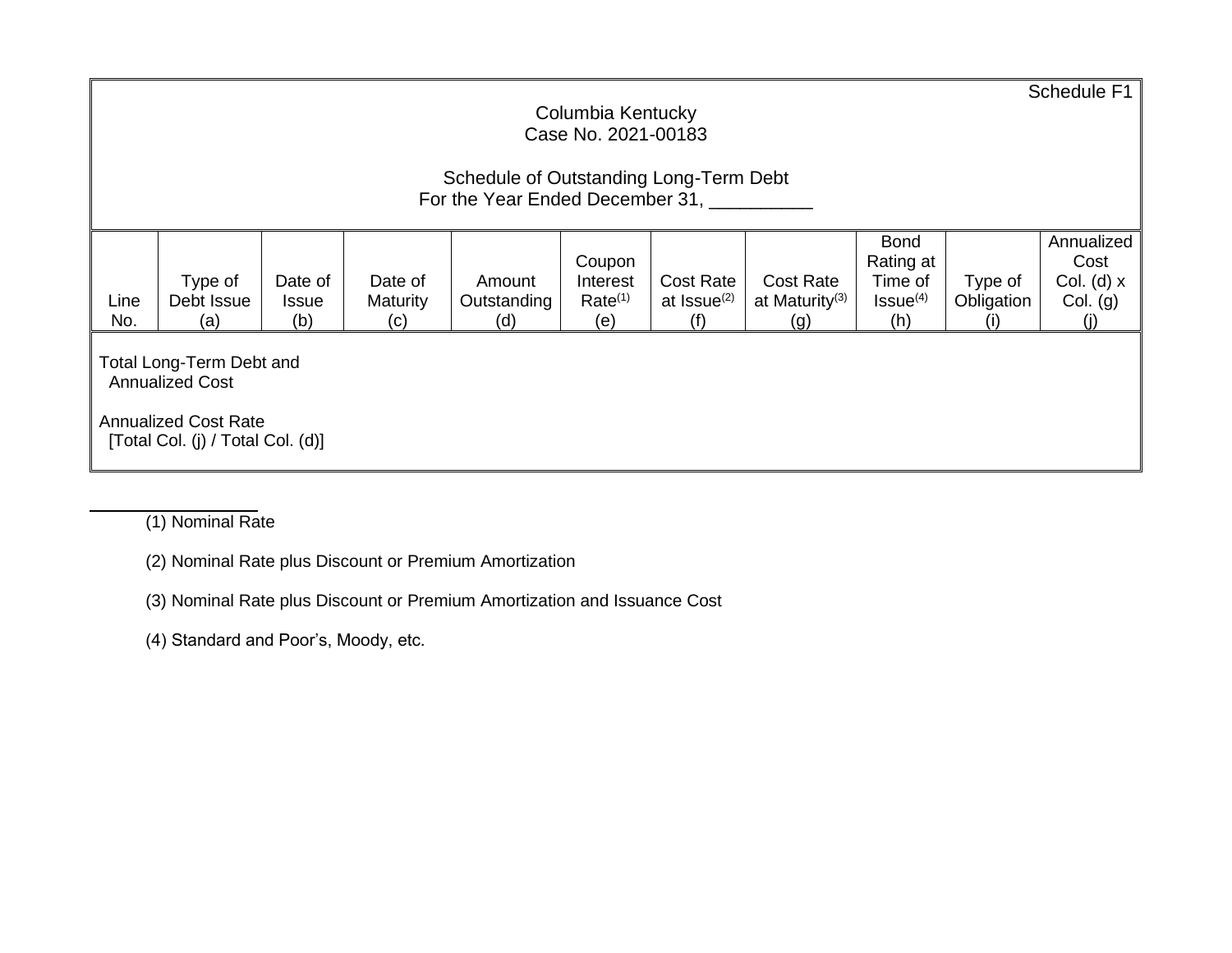Schedule F1

Columbia Kentucky
Case No. 2021-00183

Schedule of Outstanding Long-Term Debt
For the Year Ended December 31, __________

| Line No. | Type of Debt Issue (a) | Date of Issue (b) | Date of Maturity (c) | Amount Outstanding (d) | Coupon Interest Rate[(1)] (e) | Cost Rate at Issue[(2)] (f) | Cost Rate at Maturity[(3)] (g) | Bond Rating at Time of Issue[(4)] (h) | Type of Obligation (i) | Annualized Cost Col. (d) x Col. (g) (j) |
|---|---|---|---|---|---|---|---|---|---|---|
| Total Long-Term Debt and Annualized Cost | | | | | | | | | | |
| Annualized Cost Rate [Total Col. (j) / Total Col. (d)] | | | | | | | | | | |

(1) Nominal Rate

(2) Nominal Rate plus Discount or Premium Amortization

(3) Nominal Rate plus Discount or Premium Amortization and Issuance Cost

(4) Standard and Poor's, Moody, etc.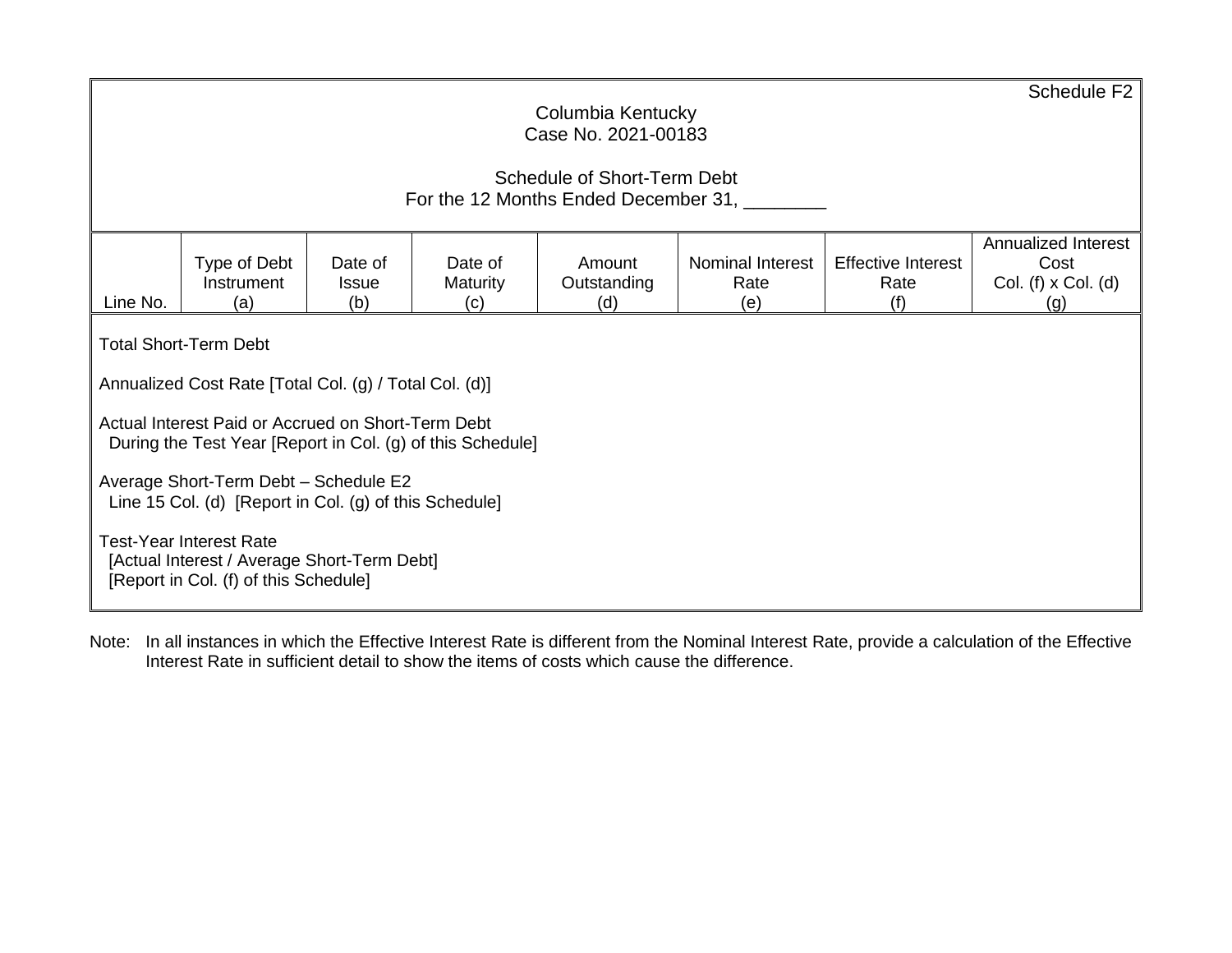Schedule F2

Columbia Kentucky
Case No. 2021-00183

Schedule of Short-Term Debt
For the 12 Months Ended December 31, ________

| Line No. | Type of Debt Instrument (a) | Date of Issue (b) | Date of Maturity (c) | Amount Outstanding (d) | Nominal Interest Rate (e) | Effective Interest Rate (f) | Annualized Interest Cost Col. (f) x Col. (d) (g) |
|---|---|---|---|---|---|---|---|
| Total Short-Term Debt | | | | | | | |
| Annualized Cost Rate [Total Col. (g) / Total Col. (d)] | | | | | | | |
| Actual Interest Paid or Accrued on Short-Term Debt During the Test Year [Report in Col. (g) of this Schedule] | | | | | | | |
| Average Short-Term Debt – Schedule E2 Line 15 Col. (d) [Report in Col. (g) of this Schedule] | | | | | | | |
| Test-Year Interest Rate [Actual Interest / Average Short-Term Debt] [Report in Col. (f) of this Schedule] | | | | | | | |

Note: In all instances in which the Effective Interest Rate is different from the Nominal Interest Rate, provide a calculation of the Effective Interest Rate in sufficient detail to show the items of costs which cause the difference.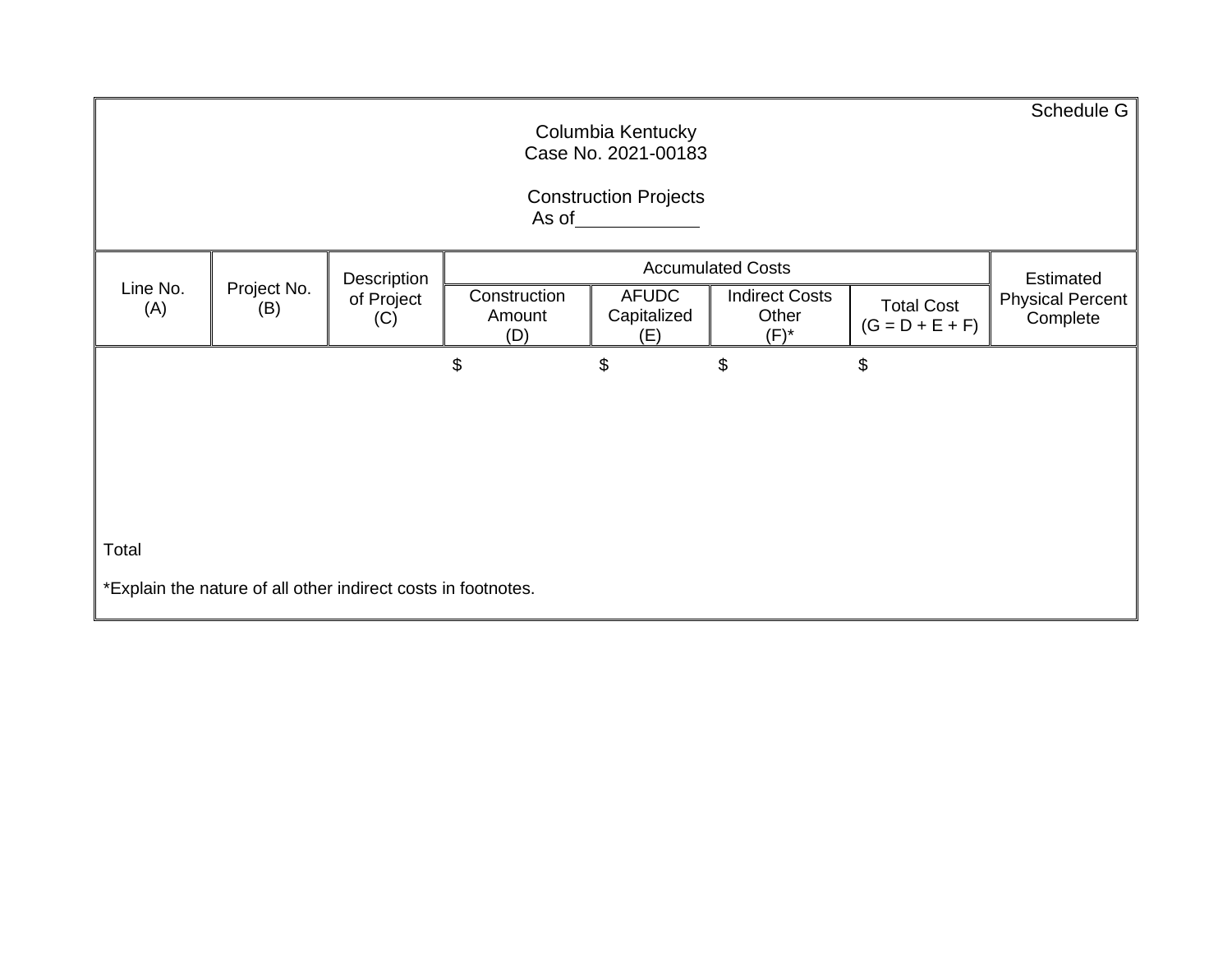Schedule G

Columbia Kentucky
Case No. 2021-00183

Construction Projects
As of____________

| Line No. (A) | Project No. (B) | Description of Project (C) | Accumulated Costs | | | | Estimated Physical Percent Complete |
|---|---|---|---|---|---|---|---|
| | | | Construction Amount (D) | AFUDC Capitalized (E) | Indirect Costs Other (F)* | Total Cost (G = D + E + F) | |
| | | | $ | $ | $ | $ | |
| Total | | | | | | | |

*Explain the nature of all other indirect costs in footnotes.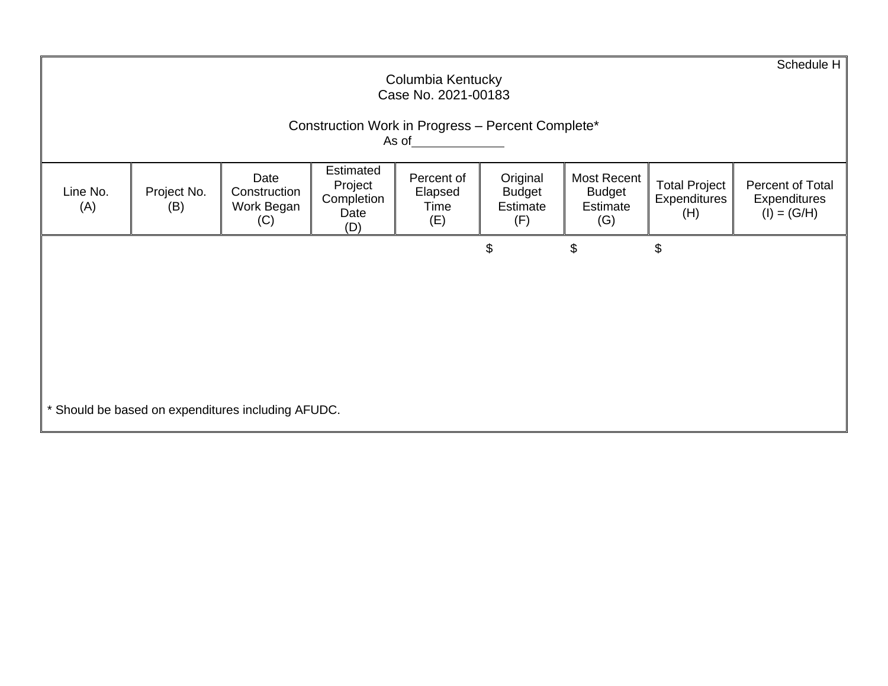Schedule H

Columbia Kentucky
Case No. 2021-00183

Construction Work in Progress – Percent Complete*
As of_____________

| Line No. (A) | Project No. (B) | Date Construction Work Began (C) | Estimated Project Completion Date (D) | Percent of Elapsed Time (E) | Original Budget Estimate (F) | Most Recent Budget Estimate (G) | Total Project Expenditures (H) | Percent of Total Expenditures (I) = (G/H) |
|---|---|---|---|---|---|---|---|---|
| | | | | | $ | $ | $ | |

* Should be based on expenditures including AFUDC.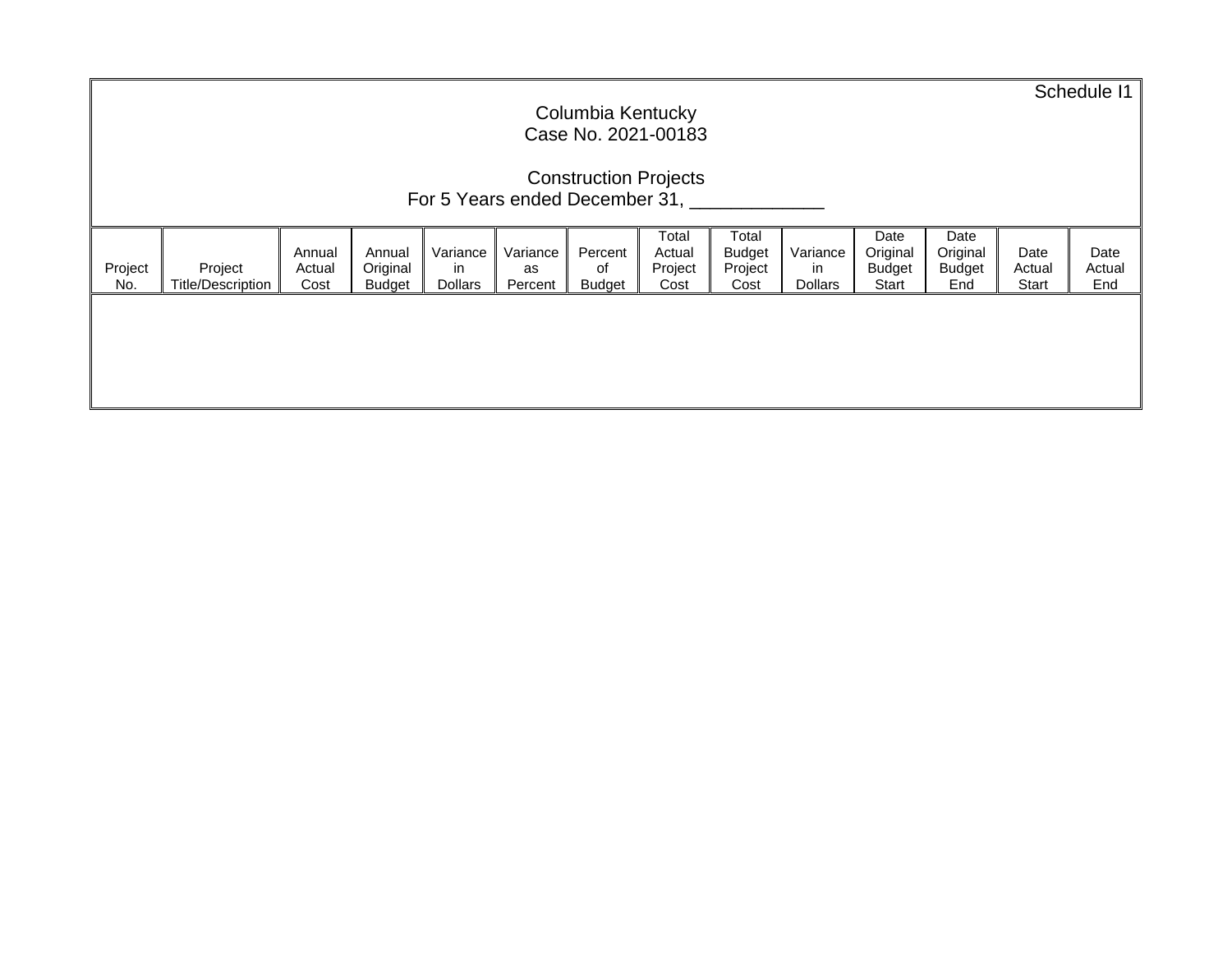Schedule I1

Columbia Kentucky
Case No. 2021-00183

Construction Projects
For 5 Years ended December 31, _____________

| Project No. | Project Title/Description | Annual Actual Cost | Annual Original Budget | Variance in Dollars | Variance as Percent | Percent of Budget | Total Actual Project Cost | Total Budget Project Cost | Variance in Dollars | Date Original Budget Start | Date Original Budget End | Date Actual Start | Date Actual End |
|---|---|---|---|---|---|---|---|---|---|---|---|---|---|
| | | | | | | | | | | | | | |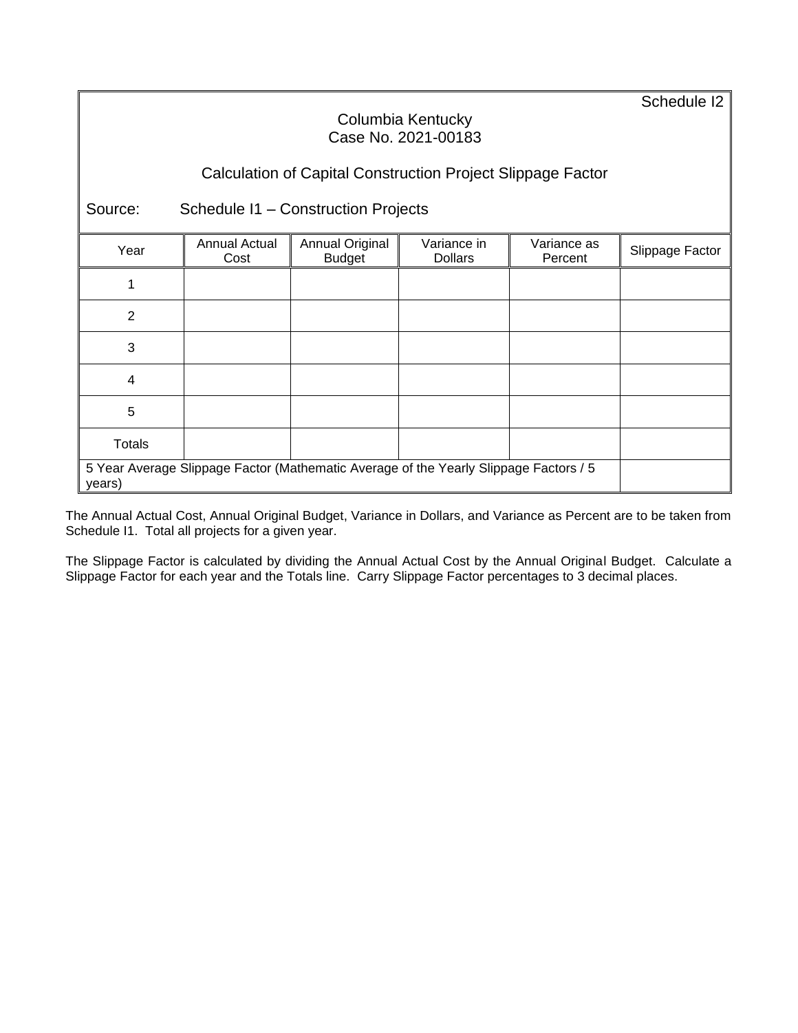Schedule I2

Columbia Kentucky
Case No. 2021-00183

## Calculation of Capital Construction Project Slippage Factor

Source: Schedule I1 – Construction Projects

| Year | Annual Actual Cost | Annual Original Budget | Variance in Dollars | Variance as Percent | Slippage Factor |
|---|---|---|---|---|---|
| 1 | | | | | |
| 2 | | | | | |
| 3 | | | | | |
| 4 | | | | | |
| 5 | | | | | |
| Totals | | | | | |
| 5 Year Average Slippage Factor (Mathematic Average of the Yearly Slippage Factors / 5 years) | | | | | |

The Annual Actual Cost, Annual Original Budget, Variance in Dollars, and Variance as Percent are to be taken from Schedule I1. Total all projects for a given year.

The Slippage Factor is calculated by dividing the Annual Actual Cost by the Annual Original Budget. Calculate a Slippage Factor for each year and the Totals line. Carry Slippage Factor percentages to 3 decimal places.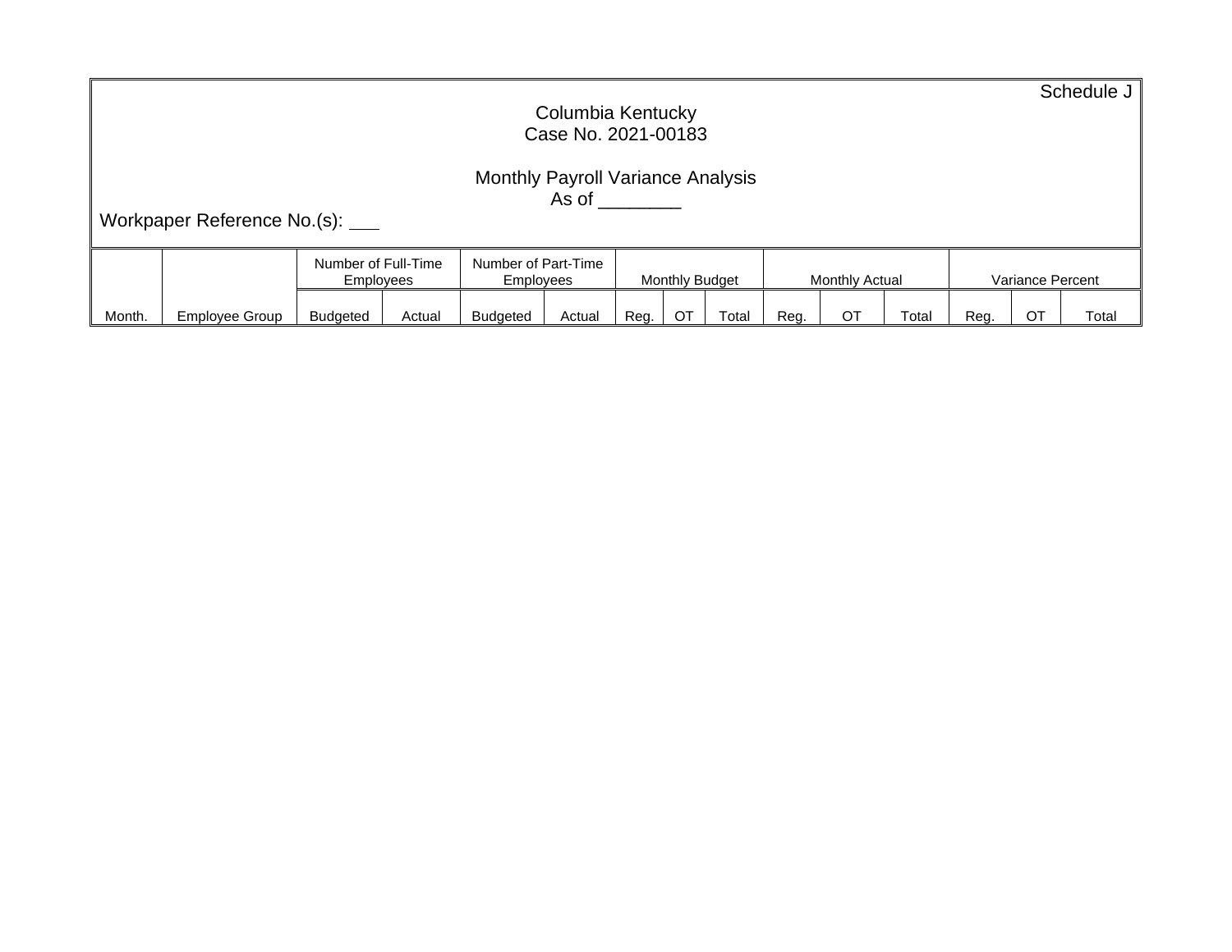Schedule J

Columbia Kentucky
Case No. 2021-00183

Monthly Payroll Variance Analysis
As of ________

Workpaper Reference No.(s): ___

| | | Number of Full-Time Employees | | Number of Part-Time Employees | | Monthly Budget | | | Monthly Actual | | | Variance Percent | | |
|---|---|---|---|---|---|---|---|---|---|---|---|---|---|---|
| Month. | Employee Group | Budgeted | Actual | Budgeted | Actual | Reg. | OT | Total | Reg. | OT | Total | Reg. | OT | Total |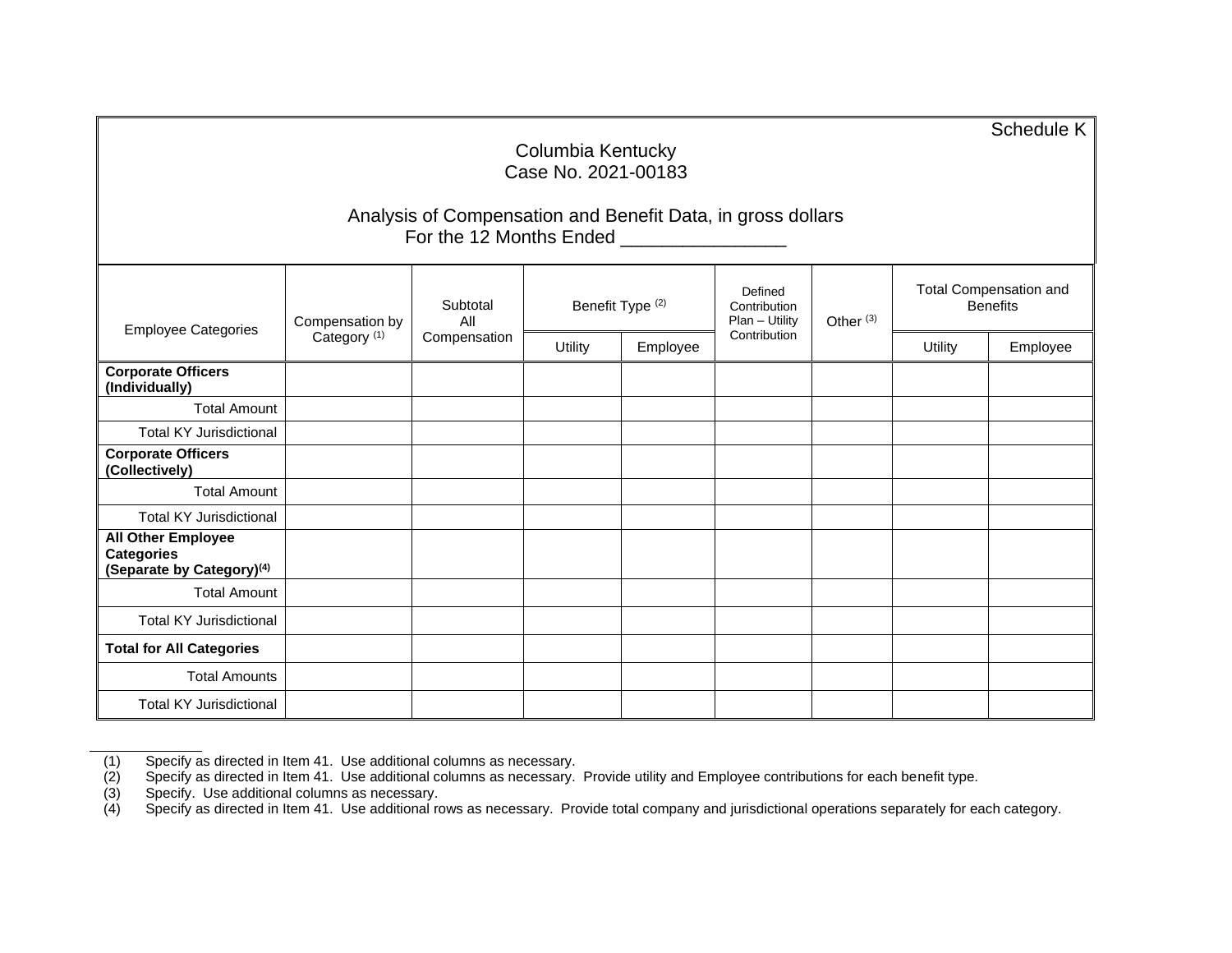Schedule K

Columbia Kentucky
Case No. 2021-00183

Analysis of Compensation and Benefit Data, in gross dollars
For the 12 Months Ended ________________

| Employee Categories | Compensation by Category [(1)] | Subtotal All Compensation | Benefit Type [(2)] | | Defined Contribution Plan – Utility Contribution | Other [(3)] | Total Compensation and Benefits | |
|---|---|---|---|---|---|---|---|---|
| | | | Utility | Employee | | | Utility | Employee |
| **Corporate Officers (Individually)** | | | | | | | | |
| Total Amount | | | | | | | | |
| Total KY Jurisdictional | | | | | | | | |
| **Corporate Officers (Collectively)** | | | | | | | | |
| Total Amount | | | | | | | | |
| Total KY Jurisdictional | | | | | | | | |
| **All Other Employee Categories (Separate by Category)[(4)]** | | | | | | | | |
| Total Amount | | | | | | | | |
| Total KY Jurisdictional | | | | | | | | |
| **Total for All Categories** | | | | | | | | |
| Total Amounts | | | | | | | | |
| Total KY Jurisdictional | | | | | | | | |

(1) Specify as directed in Item 41. Use additional columns as necessary.
(2) Specify as directed in Item 41. Use additional columns as necessary. Provide utility and Employee contributions for each benefit type.
(3) Specify. Use additional columns as necessary.
(4) Specify as directed in Item 41. Use additional rows as necessary. Provide total company and jurisdictional operations separately for each category.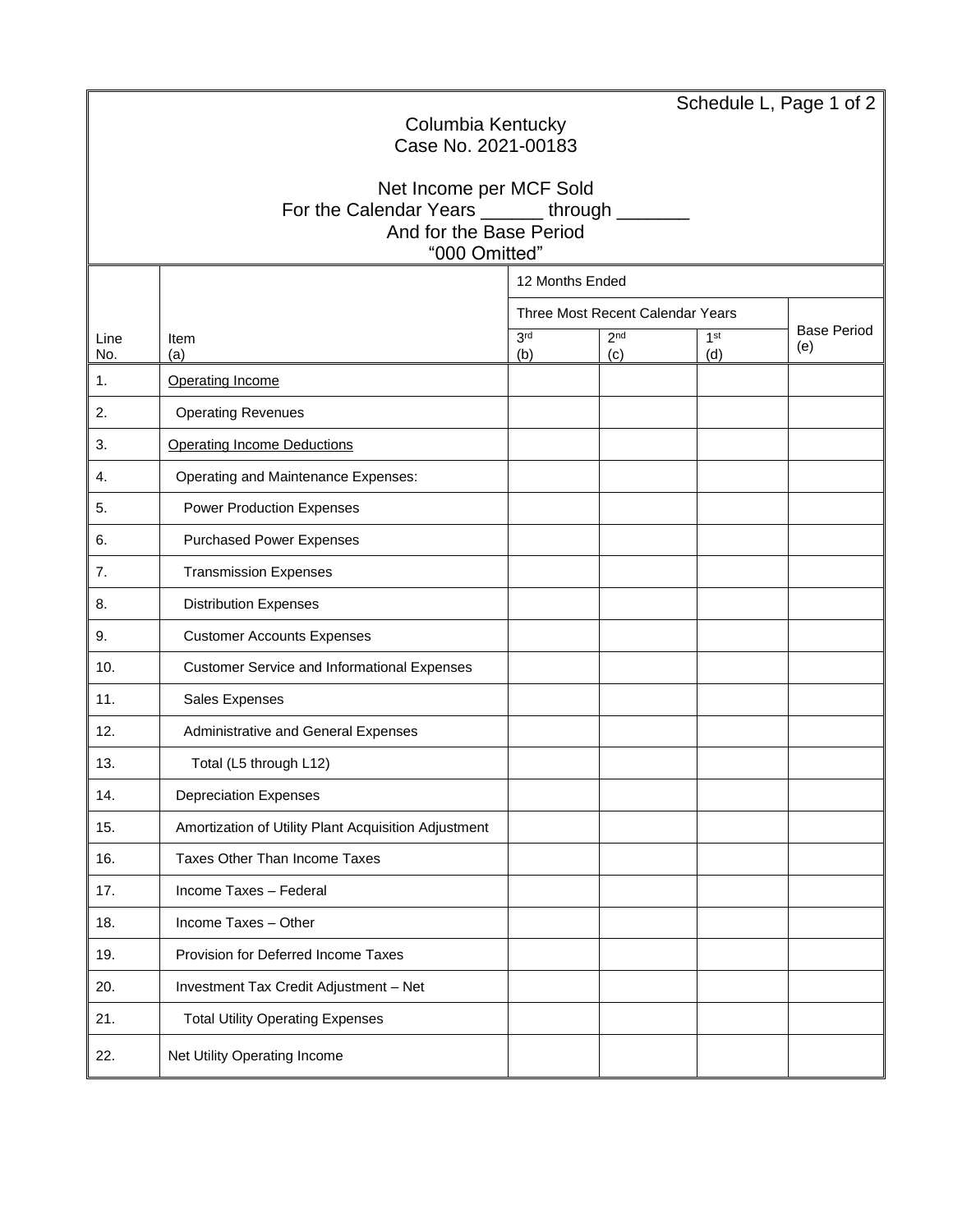Schedule L, Page 1 of 2

Columbia Kentucky
Case No. 2021-00183

Net Income per MCF Sold
For the Calendar Years ______ through _______
And for the Base Period
"000 Omitted"

| Line No. | Item (a) | 12 Months Ended | | | |
|---|---|---|---|---|---|
| | | Three Most Recent Calendar Years | | | Base Period (e) |
| | | 3rd (b) | 2nd (c) | 1st (d) | |
| 1. | Operating Income | | | | |
| 2. | Operating Revenues | | | | |
| 3. | Operating Income Deductions | | | | |
| 4. | Operating and Maintenance Expenses: | | | | |
| 5. | Power Production Expenses | | | | |
| 6. | Purchased Power Expenses | | | | |
| 7. | Transmission Expenses | | | | |
| 8. | Distribution Expenses | | | | |
| 9. | Customer Accounts Expenses | | | | |
| 10. | Customer Service and Informational Expenses | | | | |
| 11. | Sales Expenses | | | | |
| 12. | Administrative and General Expenses | | | | |
| 13. | Total (L5 through L12) | | | | |
| 14. | Depreciation Expenses | | | | |
| 15. | Amortization of Utility Plant Acquisition Adjustment | | | | |
| 16. | Taxes Other Than Income Taxes | | | | |
| 17. | Income Taxes – Federal | | | | |
| 18. | Income Taxes – Other | | | | |
| 19. | Provision for Deferred Income Taxes | | | | |
| 20. | Investment Tax Credit Adjustment – Net | | | | |
| 21. | Total Utility Operating Expenses | | | | |
| 22. | Net Utility Operating Income | | | | |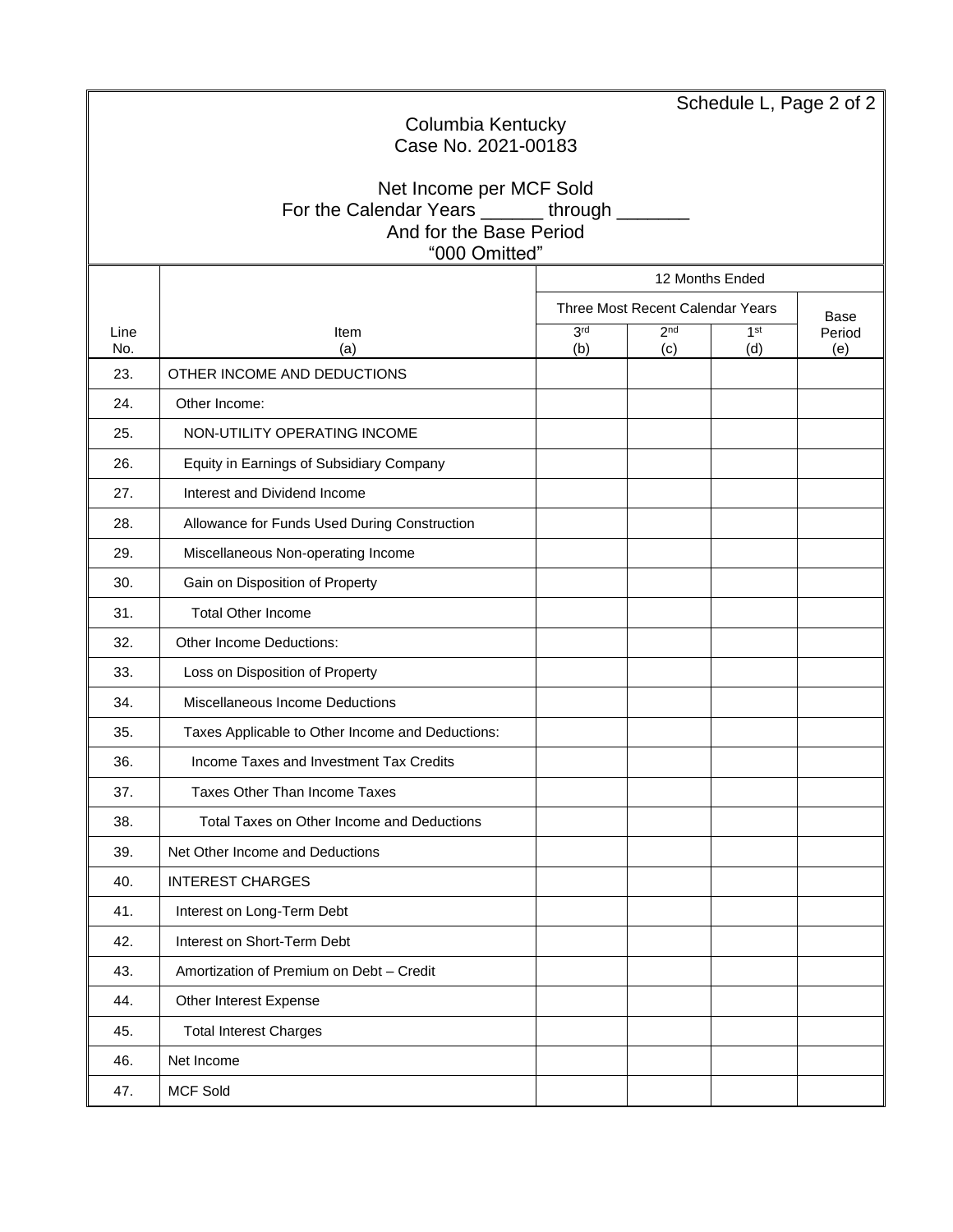Schedule L, Page 2 of 2

Columbia Kentucky
Case No. 2021-00183

Net Income per MCF Sold
For the Calendar Years ______ through _______
And for the Base Period
"000 Omitted"

| Line No. | Item (a) | 12 Months Ended | | | |
|---|---|---|---|---|---|
| | | Three Most Recent Calendar Years | | | Base Period (e) |
| | | 3rd (b) | 2nd (c) | 1st (d) | |
| 23. | OTHER INCOME AND DEDUCTIONS | | | | |
| 24. | Other Income: | | | | |
| 25. | NON-UTILITY OPERATING INCOME | | | | |
| 26. | Equity in Earnings of Subsidiary Company | | | | |
| 27. | Interest and Dividend Income | | | | |
| 28. | Allowance for Funds Used During Construction | | | | |
| 29. | Miscellaneous Non-operating Income | | | | |
| 30. | Gain on Disposition of Property | | | | |
| 31. | Total Other Income | | | | |
| 32. | Other Income Deductions: | | | | |
| 33. | Loss on Disposition of Property | | | | |
| 34. | Miscellaneous Income Deductions | | | | |
| 35. | Taxes Applicable to Other Income and Deductions: | | | | |
| 36. | Income Taxes and Investment Tax Credits | | | | |
| 37. | Taxes Other Than Income Taxes | | | | |
| 38. | Total Taxes on Other Income and Deductions | | | | |
| 39. | Net Other Income and Deductions | | | | |
| 40. | INTEREST CHARGES | | | | |
| 41. | Interest on Long-Term Debt | | | | |
| 42. | Interest on Short-Term Debt | | | | |
| 43. | Amortization of Premium on Debt – Credit | | | | |
| 44. | Other Interest Expense | | | | |
| 45. | Total Interest Charges | | | | |
| 46. | Net Income | | | | |
| 47. | MCF Sold | | | | |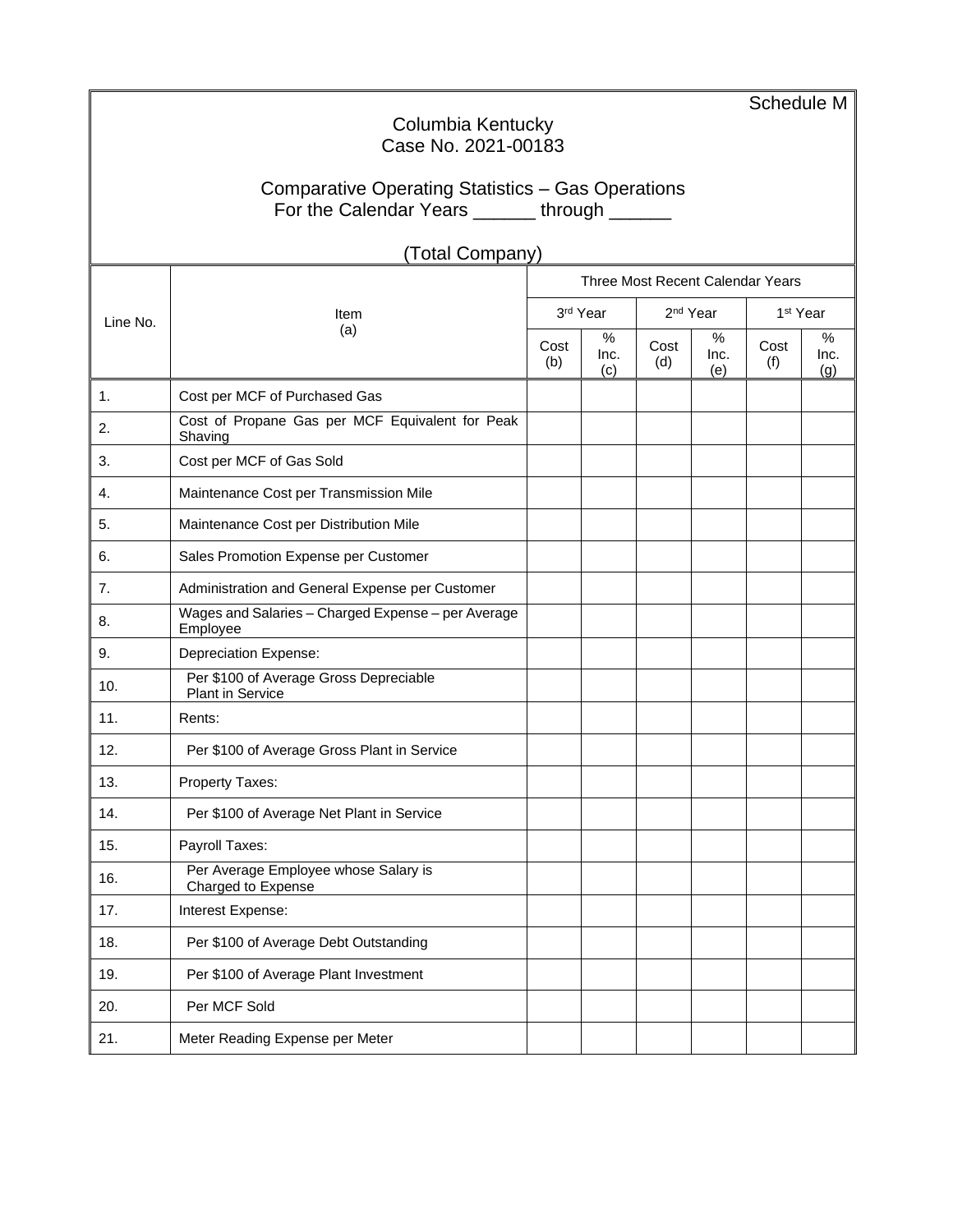Schedule M

Columbia Kentucky
Case No. 2021-00183

Comparative Operating Statistics – Gas Operations
For the Calendar Years ______ through ______

(Total Company)

| Line No. | Item (a) | Three Most Recent Calendar Years | | | | | |
|---|---|---|---|---|---|---|---|
| | | 3rd Year | | 2nd Year | | 1st Year | |
| | | Cost (b) | % Inc. (c) | Cost (d) | % Inc. (e) | Cost (f) | % Inc. (g) |
| 1. | Cost per MCF of Purchased Gas | | | | | | |
| 2. | Cost of Propane Gas per MCF Equivalent for Peak Shaving | | | | | | |
| 3. | Cost per MCF of Gas Sold | | | | | | |
| 4. | Maintenance Cost per Transmission Mile | | | | | | |
| 5. | Maintenance Cost per Distribution Mile | | | | | | |
| 6. | Sales Promotion Expense per Customer | | | | | | |
| 7. | Administration and General Expense per Customer | | | | | | |
| 8. | Wages and Salaries – Charged Expense – per Average Employee | | | | | | |
| 9. | Depreciation Expense: | | | | | | |
| 10. | Per $100 of Average Gross Depreciable Plant in Service | | | | | | |
| 11. | Rents: | | | | | | |
| 12. | Per $100 of Average Gross Plant in Service | | | | | | |
| 13. | Property Taxes: | | | | | | |
| 14. | Per $100 of Average Net Plant in Service | | | | | | |
| 15. | Payroll Taxes: | | | | | | |
| 16. | Per Average Employee whose Salary is Charged to Expense | | | | | | |
| 17. | Interest Expense: | | | | | | |
| 18. | Per $100 of Average Debt Outstanding | | | | | | |
| 19. | Per $100 of Average Plant Investment | | | | | | |
| 20. | Per MCF Sold | | | | | | |
| 21. | Meter Reading Expense per Meter | | | | | | |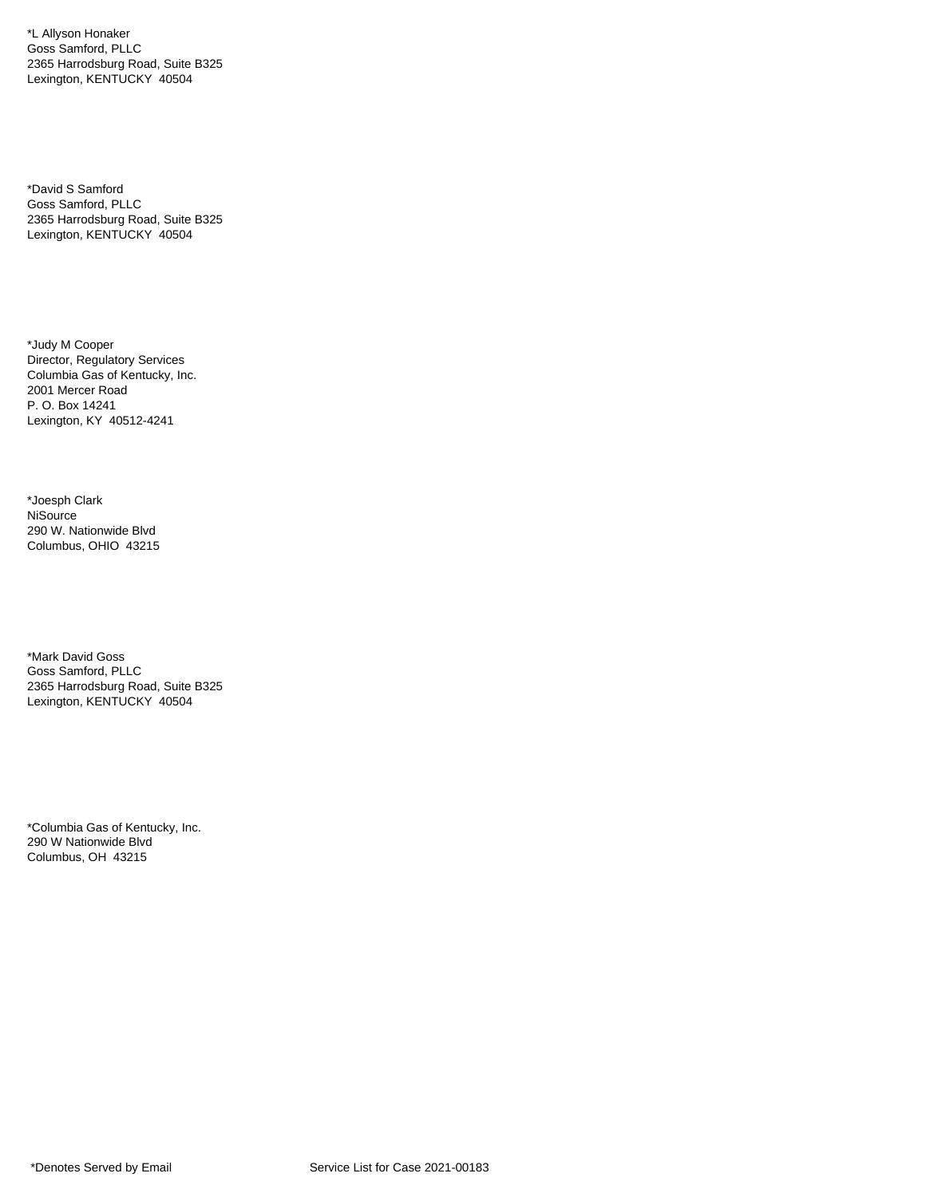*L Allyson Honaker
Goss Samford, PLLC
2365 Harrodsburg Road, Suite B325
Lexington, KENTUCKY  40504

*David S Samford
Goss Samford, PLLC
2365 Harrodsburg Road, Suite B325
Lexington, KENTUCKY  40504

*Judy M Cooper
Director, Regulatory Services
Columbia Gas of Kentucky, Inc.
2001 Mercer Road
P. O. Box 14241
Lexington, KY  40512-4241

*Joesph Clark
NiSource
290 W. Nationwide Blvd
Columbus, OHIO  43215

*Mark David Goss
Goss Samford, PLLC
2365 Harrodsburg Road, Suite B325
Lexington, KENTUCKY  40504

*Columbia Gas of Kentucky, Inc.
290 W Nationwide Blvd
Columbus, OH  43215

*Denotes Served by Email

Service List for Case 2021-00183